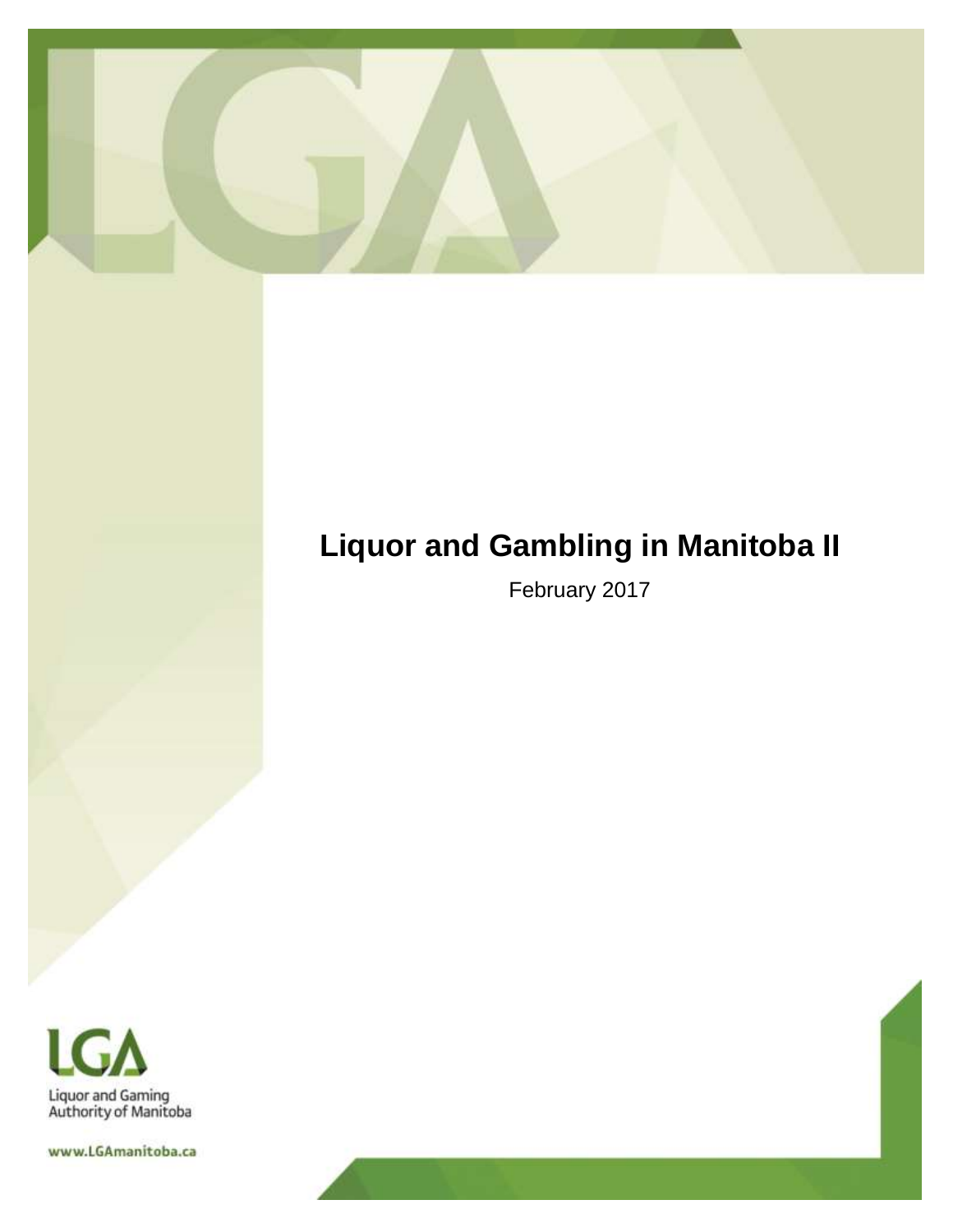# Liquor and Gambling in Manitoba II

February 2017

LGA

Liquor and Gaming Authority of Manitoba

www.LGAmanitoba.ca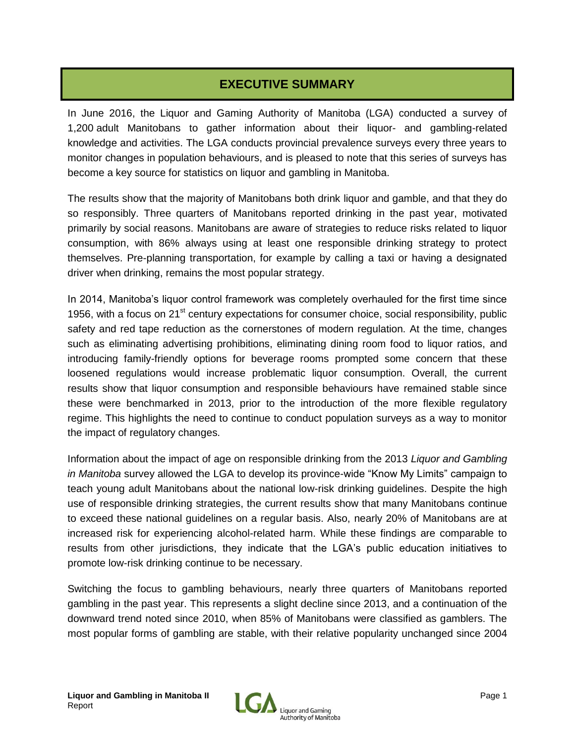# EXECUTIVE SUMMARY

In June 2016, the Liquor and Gaming Authority of Manitoba (LGA) conducted a survey of 1,200 adult Manitobans to gather information about their liquor- and gambling-related knowledge and activities. The LGA conducts provincial prevalence surveys every three years to monitor changes in population behaviours, and is pleased to note that this series of surveys has become a key source for statistics on liquor and gambling in Manitoba.

The results show that the majority of Manitobans both drink liquor and gamble, and that they do so responsibly. Three quarters of Manitobans reported drinking in the past year, motivated primarily by social reasons. Manitobans are aware of strategies to reduce risks related to liquor consumption, with 86% always using at least one responsible drinking strategy to protect themselves. Pre-planning transportation, for example by calling a taxi or having a designated driver when drinking, remains the most popular strategy.

In 2014, Manitoba's liquor control framework was completely overhauled for the first time since 1956, with a focus on 21st century expectations for consumer choice, social responsibility, public safety and red tape reduction as the cornerstones of modern regulation. At the time, changes such as eliminating advertising prohibitions, eliminating dining room food to liquor ratios, and introducing family-friendly options for beverage rooms prompted some concern that these loosened regulations would increase problematic liquor consumption. Overall, the current results show that liquor consumption and responsible behaviours have remained stable since these were benchmarked in 2013, prior to the introduction of the more flexible regulatory regime. This highlights the need to continue to conduct population surveys as a way to monitor the impact of regulatory changes.

Information about the impact of age on responsible drinking from the 2013 *Liquor and Gambling in Manitoba* survey allowed the LGA to develop its province-wide "Know My Limits" campaign to teach young adult Manitobans about the national low-risk drinking guidelines. Despite the high use of responsible drinking strategies, the current results show that many Manitobans continue to exceed these national guidelines on a regular basis. Also, nearly 20% of Manitobans are at increased risk for experiencing alcohol-related harm. While these findings are comparable to results from other jurisdictions, they indicate that the LGA's public education initiatives to promote low-risk drinking continue to be necessary.

Switching the focus to gambling behaviours, nearly three quarters of Manitobans reported gambling in the past year. This represents a slight decline since 2013, and a continuation of the downward trend noted since 2010, when 85% of Manitobans were classified as gamblers. The most popular forms of gambling are stable, with their relative popularity unchanged since 2004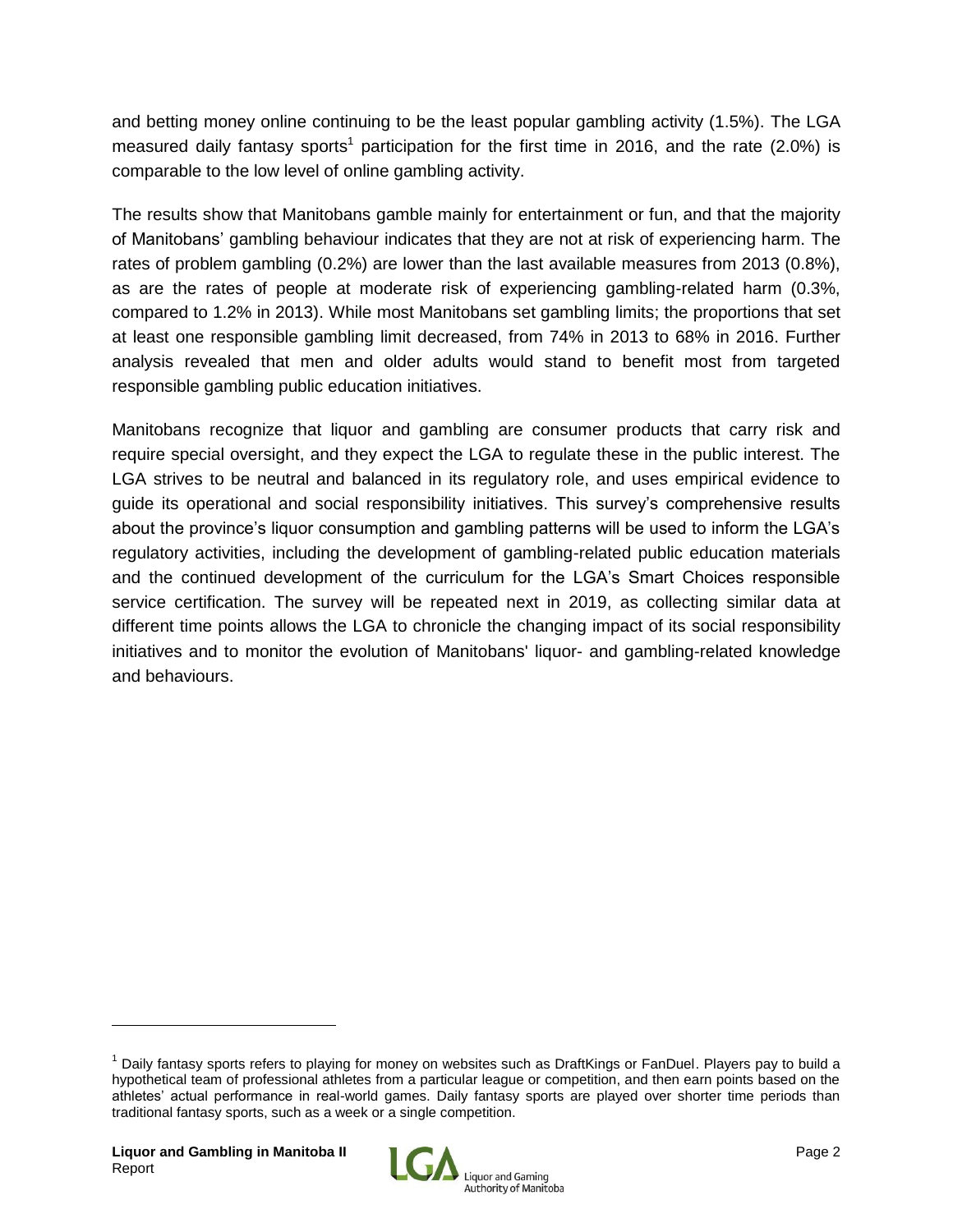and betting money online continuing to be the least popular gambling activity (1.5%). The LGA measured daily fantasy sports[1] participation for the first time in 2016, and the rate (2.0%) is comparable to the low level of online gambling activity.

The results show that Manitobans gamble mainly for entertainment or fun, and that the majority of Manitobans' gambling behaviour indicates that they are not at risk of experiencing harm. The rates of problem gambling (0.2%) are lower than the last available measures from 2013 (0.8%), as are the rates of people at moderate risk of experiencing gambling-related harm (0.3%, compared to 1.2% in 2013). While most Manitobans set gambling limits; the proportions that set at least one responsible gambling limit decreased, from 74% in 2013 to 68% in 2016. Further analysis revealed that men and older adults would stand to benefit most from targeted responsible gambling public education initiatives.

Manitobans recognize that liquor and gambling are consumer products that carry risk and require special oversight, and they expect the LGA to regulate these in the public interest. The LGA strives to be neutral and balanced in its regulatory role, and uses empirical evidence to guide its operational and social responsibility initiatives. This survey's comprehensive results about the province's liquor consumption and gambling patterns will be used to inform the LGA's regulatory activities, including the development of gambling-related public education materials and the continued development of the curriculum for the LGA's Smart Choices responsible service certification. The survey will be repeated next in 2019, as collecting similar data at different time points allows the LGA to chronicle the changing impact of its social responsibility initiatives and to monitor the evolution of Manitobans' liquor- and gambling-related knowledge and behaviours.

---

[1] Daily fantasy sports refers to playing for money on websites such as DraftKings or FanDuel. Players pay to build a hypothetical team of professional athletes from a particular league or competition, and then earn points based on the athletes' actual performance in real-world games. Daily fantasy sports are played over shorter time periods than traditional fantasy sports, such as a week or a single competition.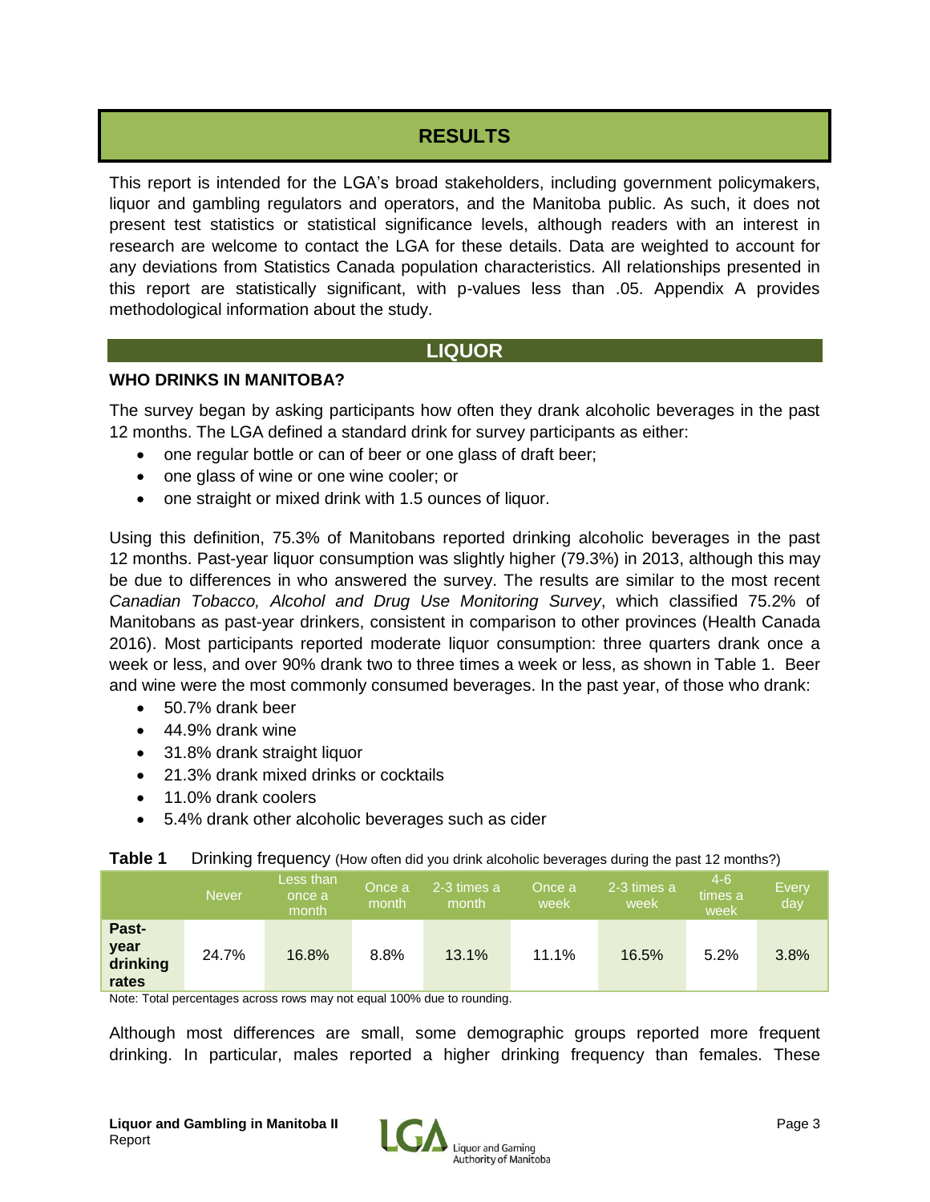# RESULTS

This report is intended for the LGA's broad stakeholders, including government policymakers, liquor and gambling regulators and operators, and the Manitoba public. As such, it does not present test statistics or statistical significance levels, although readers with an interest in research are welcome to contact the LGA for these details. Data are weighted to account for any deviations from Statistics Canada population characteristics. All relationships presented in this report are statistically significant, with p-values less than .05. Appendix A provides methodological information about the study.

## LIQUOR

### WHO DRINKS IN MANITOBA?

The survey began by asking participants how often they drank alcoholic beverages in the past 12 months. The LGA defined a standard drink for survey participants as either:

- one regular bottle or can of beer or one glass of draft beer;
- one glass of wine or one wine cooler; or
- one straight or mixed drink with 1.5 ounces of liquor.

Using this definition, 75.3% of Manitobans reported drinking alcoholic beverages in the past 12 months. Past-year liquor consumption was slightly higher (79.3%) in 2013, although this may be due to differences in who answered the survey. The results are similar to the most recent *Canadian Tobacco, Alcohol and Drug Use Monitoring Survey*, which classified 75.2% of Manitobans as past-year drinkers, consistent in comparison to other provinces (Health Canada 2016). Most participants reported moderate liquor consumption: three quarters drank once a week or less, and over 90% drank two to three times a week or less, as shown in Table 1. Beer and wine were the most commonly consumed beverages. In the past year, of those who drank:

- 50.7% drank beer
- 44.9% drank wine
- 31.8% drank straight liquor
- 21.3% drank mixed drinks or cocktails
- 11.0% drank coolers
- 5.4% drank other alcoholic beverages such as cider

**Table 1** Drinking frequency (How often did you drink alcoholic beverages during the past 12 months?)

| | Never | Less than once a month | Once a month | 2-3 times a month | Once a week | 2-3 times a week | 4-6 times a week | Every day |
|---|---|---|---|---|---|---|---|---|
| **Past-year drinking rates** | 24.7% | 16.8% | 8.8% | 13.1% | 11.1% | 16.5% | 5.2% | 3.8% |

Note: Total percentages across rows may not equal 100% due to rounding.

Although most differences are small, some demographic groups reported more frequent drinking. In particular, males reported a higher drinking frequency than females. These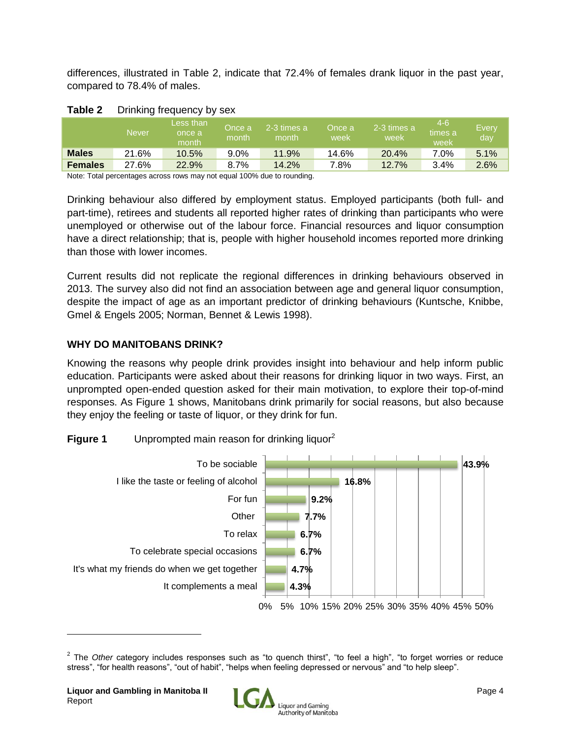differences, illustrated in Table 2, indicate that 72.4% of females drank liquor in the past year, compared to 78.4% of males.

**Table 2** Drinking frequency by sex

| | Never | Less than once a month | Once a month | 2-3 times a month | Once a week | 2-3 times a week | 4-6 times a week | Every day |
|---|---|---|---|---|---|---|---|---|
| **Males** | 21.6% | 10.5% | 9.0% | 11.9% | 14.6% | 20.4% | 7.0% | 5.1% |
| **Females** | 27.6% | 22.9% | 8.7% | 14.2% | 7.8% | 12.7% | 3.4% | 2.6% |

Note: Total percentages across rows may not equal 100% due to rounding.

Drinking behaviour also differed by employment status. Employed participants (both full- and part-time), retirees and students all reported higher rates of drinking than participants who were unemployed or otherwise out of the labour force. Financial resources and liquor consumption have a direct relationship; that is, people with higher household incomes reported more drinking than those with lower incomes.

Current results did not replicate the regional differences in drinking behaviours observed in 2013. The survey also did not find an association between age and general liquor consumption, despite the impact of age as an important predictor of drinking behaviours (Kuntsche, Knibbe, Gmel & Engels 2005; Norman, Bennet & Lewis 1998).

## WHY DO MANITOBANS DRINK?

Knowing the reasons why people drink provides insight into behaviour and help inform public education. Participants were asked about their reasons for drinking liquor in two ways. First, an unprompted open-ended question asked for their main motivation, to explore their top-of-mind responses. As Figure 1 shows, Manitobans drink primarily for social reasons, but also because they enjoy the feeling or taste of liquor, or they drink for fun.

**Figure 1** Unprompted main reason for drinking liquor[2]

| Reason | Percentage |
|---|---|
| To be sociable | 43.9% |
| I like the taste or feeling of alcohol | 16.8% |
| For fun | 9.2% |
| Other | 7.7% |
| To relax | 6.7% |
| To celebrate special occasions | 6.7% |
| It's what my friends do when we get together | 4.7% |
| It complements a meal | 4.3% |

[2] The *Other* category includes responses such as "to quench thirst", "to feel a high", "to forget worries or reduce stress", "for health reasons", "out of habit", "helps when feeling depressed or nervous" and "to help sleep".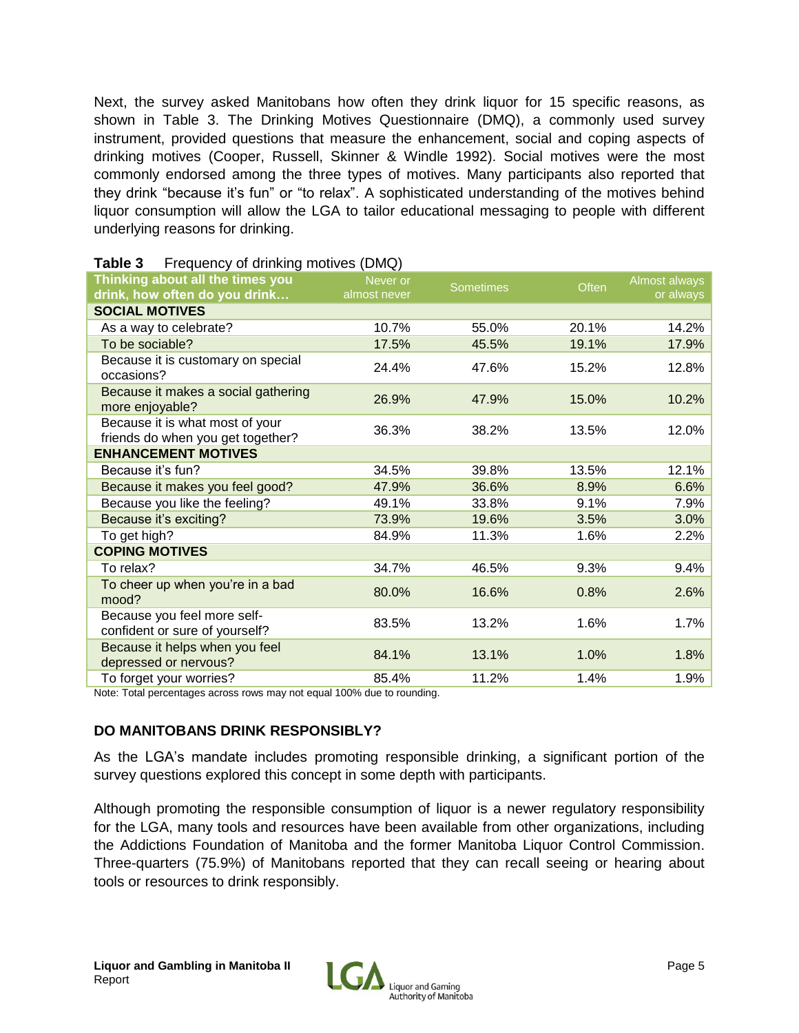Next, the survey asked Manitobans how often they drink liquor for 15 specific reasons, as shown in Table 3. The Drinking Motives Questionnaire (DMQ), a commonly used survey instrument, provided questions that measure the enhancement, social and coping aspects of drinking motives (Cooper, Russell, Skinner & Windle 1992). Social motives were the most commonly endorsed among the three types of motives. Many participants also reported that they drink "because it's fun" or "to relax". A sophisticated understanding of the motives behind liquor consumption will allow the LGA to tailor educational messaging to people with different underlying reasons for drinking.

**Table 3** Frequency of drinking motives (DMQ)

| Thinking about all the times you drink, how often do you drink… | Never or almost never | Sometimes | Often | Almost always or always |
|---|---|---|---|---|
| **SOCIAL MOTIVES** | | | | |
| As a way to celebrate? | 10.7% | 55.0% | 20.1% | 14.2% |
| To be sociable? | 17.5% | 45.5% | 19.1% | 17.9% |
| Because it is customary on special occasions? | 24.4% | 47.6% | 15.2% | 12.8% |
| Because it makes a social gathering more enjoyable? | 26.9% | 47.9% | 15.0% | 10.2% |
| Because it is what most of your friends do when you get together? | 36.3% | 38.2% | 13.5% | 12.0% |
| **ENHANCEMENT MOTIVES** | | | | |
| Because it's fun? | 34.5% | 39.8% | 13.5% | 12.1% |
| Because it makes you feel good? | 47.9% | 36.6% | 8.9% | 6.6% |
| Because you like the feeling? | 49.1% | 33.8% | 9.1% | 7.9% |
| Because it's exciting? | 73.9% | 19.6% | 3.5% | 3.0% |
| To get high? | 84.9% | 11.3% | 1.6% | 2.2% |
| **COPING MOTIVES** | | | | |
| To relax? | 34.7% | 46.5% | 9.3% | 9.4% |
| To cheer up when you're in a bad mood? | 80.0% | 16.6% | 0.8% | 2.6% |
| Because you feel more self-confident or sure of yourself? | 83.5% | 13.2% | 1.6% | 1.7% |
| Because it helps when you feel depressed or nervous? | 84.1% | 13.1% | 1.0% | 1.8% |
| To forget your worries? | 85.4% | 11.2% | 1.4% | 1.9% |

Note: Total percentages across rows may not equal 100% due to rounding.

## DO MANITOBANS DRINK RESPONSIBLY?

As the LGA's mandate includes promoting responsible drinking, a significant portion of the survey questions explored this concept in some depth with participants.

Although promoting the responsible consumption of liquor is a newer regulatory responsibility for the LGA, many tools and resources have been available from other organizations, including the Addictions Foundation of Manitoba and the former Manitoba Liquor Control Commission. Three-quarters (75.9%) of Manitobans reported that they can recall seeing or hearing about tools or resources to drink responsibly.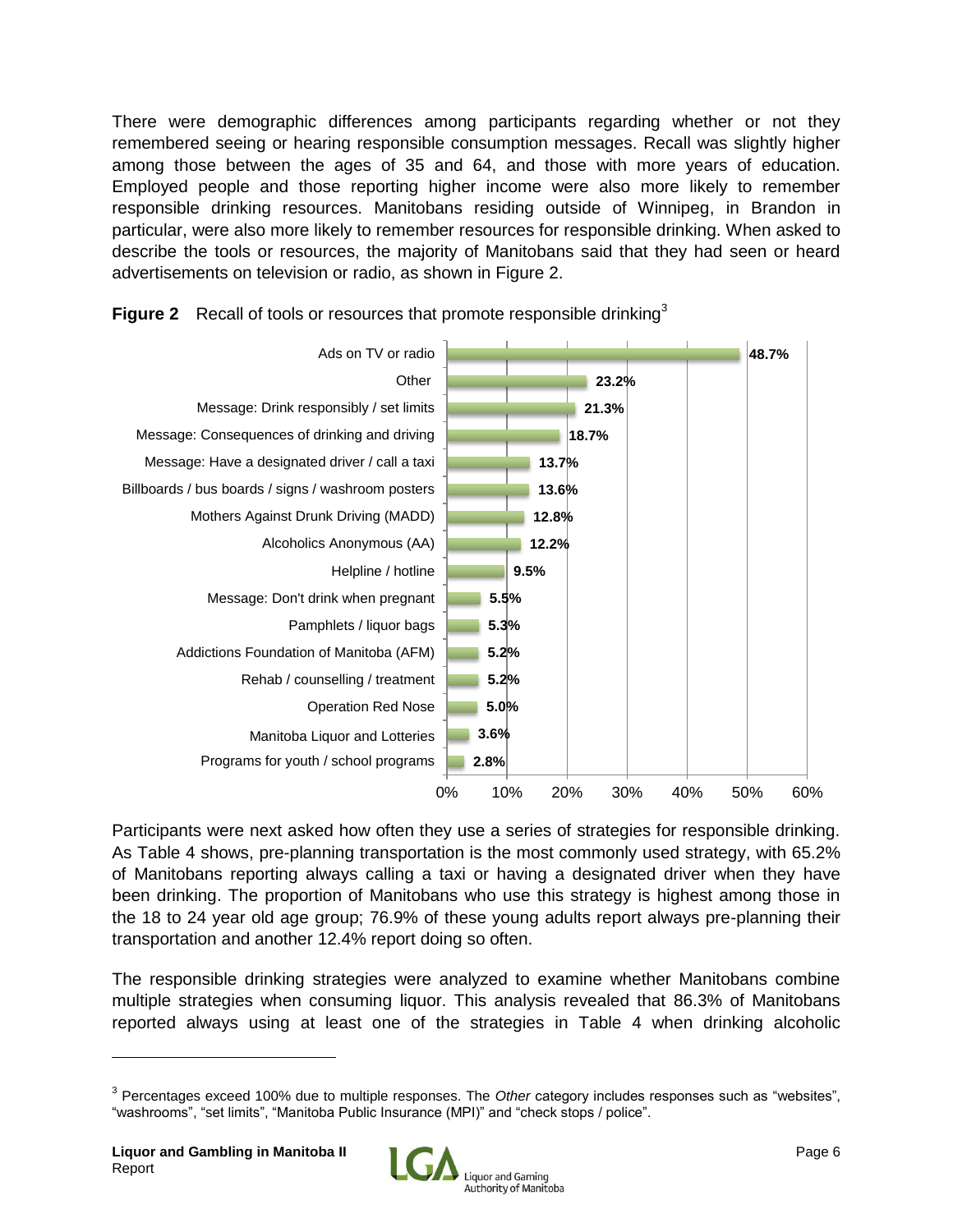There were demographic differences among participants regarding whether or not they remembered seeing or hearing responsible consumption messages. Recall was slightly higher among those between the ages of 35 and 64, and those with more years of education. Employed people and those reporting higher income were also more likely to remember responsible drinking resources. Manitobans residing outside of Winnipeg, in Brandon in particular, were also more likely to remember resources for responsible drinking. When asked to describe the tools or resources, the majority of Manitobans said that they had seen or heard advertisements on television or radio, as shown in Figure 2.

**Figure 2** Recall of tools or resources that promote responsible drinking[3]

| Tool or resource | Percentage |
| --- | --- |
| Ads on TV or radio | 48.7% |
| Other | 23.2% |
| Message: Drink responsibly / set limits | 21.3% |
| Message: Consequences of drinking and driving | 18.7% |
| Message: Have a designated driver / call a taxi | 13.7% |
| Billboards / bus boards / signs / washroom posters | 13.6% |
| Mothers Against Drunk Driving (MADD) | 12.8% |
| Alcoholics Anonymous (AA) | 12.2% |
| Helpline / hotline | 9.5% |
| Message: Don't drink when pregnant | 5.5% |
| Pamphlets / liquor bags | 5.3% |
| Addictions Foundation of Manitoba (AFM) | 5.2% |
| Rehab / counselling / treatment | 5.2% |
| Operation Red Nose | 5.0% |
| Manitoba Liquor and Lotteries | 3.6% |
| Programs for youth / school programs | 2.8% |

Participants were next asked how often they use a series of strategies for responsible drinking. As Table 4 shows, pre-planning transportation is the most commonly used strategy, with 65.2% of Manitobans reporting always calling a taxi or having a designated driver when they have been drinking. The proportion of Manitobans who use this strategy is highest among those in the 18 to 24 year old age group; 76.9% of these young adults report always pre-planning their transportation and another 12.4% report doing so often.

The responsible drinking strategies were analyzed to examine whether Manitobans combine multiple strategies when consuming liquor. This analysis revealed that 86.3% of Manitobans reported always using at least one of the strategies in Table 4 when drinking alcoholic

---

[3] Percentages exceed 100% due to multiple responses. The *Other* category includes responses such as "websites", "washrooms", "set limits", "Manitoba Public Insurance (MPI)" and "check stops / police".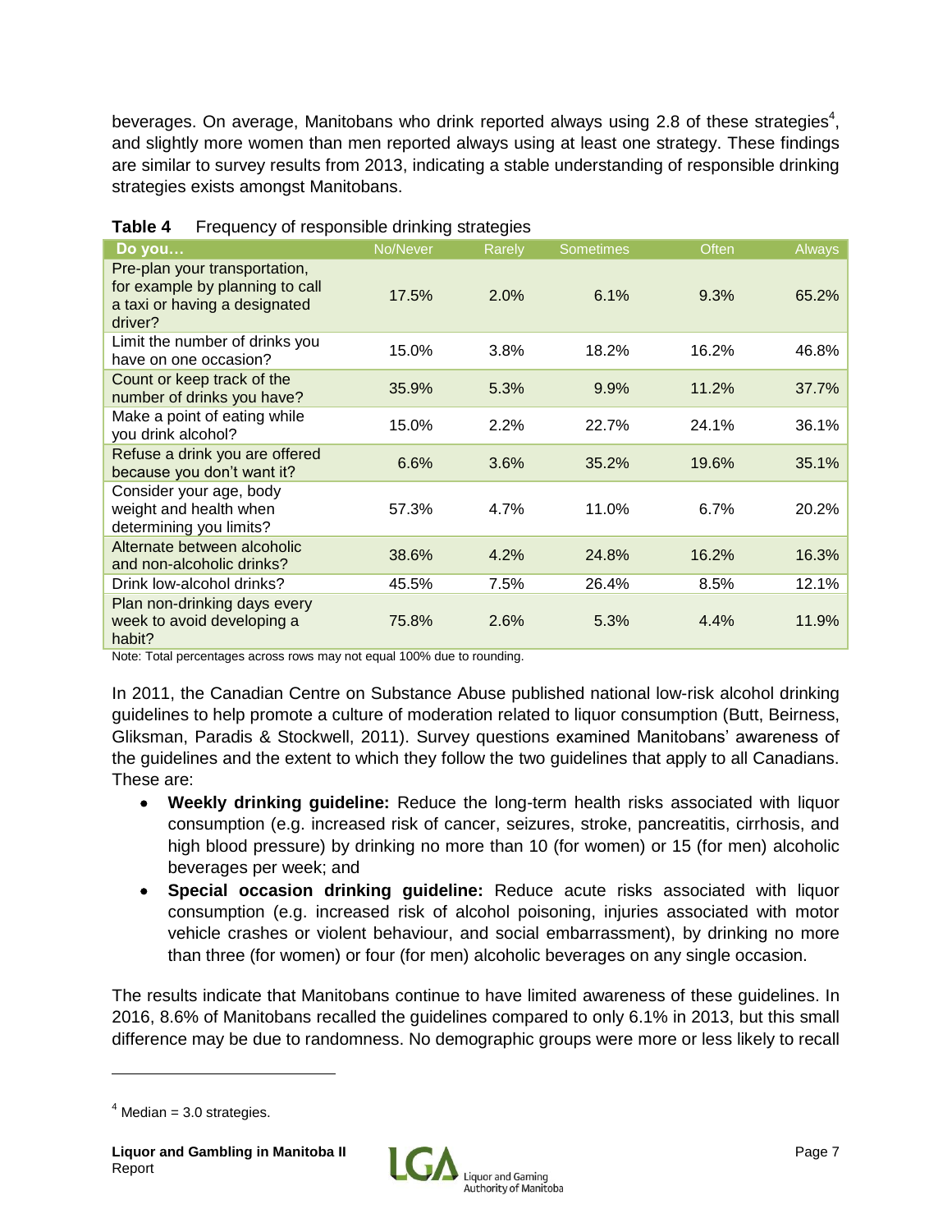beverages. On average, Manitobans who drink reported always using 2.8 of these strategies[4], and slightly more women than men reported always using at least one strategy. These findings are similar to survey results from 2013, indicating a stable understanding of responsible drinking strategies exists amongst Manitobans.

**Table 4** Frequency of responsible drinking strategies

| Do you… | No/Never | Rarely | Sometimes | Often | Always |
|---|---|---|---|---|---|
| Pre-plan your transportation, for example by planning to call a taxi or having a designated driver? | 17.5% | 2.0% | 6.1% | 9.3% | 65.2% |
| Limit the number of drinks you have on one occasion? | 15.0% | 3.8% | 18.2% | 16.2% | 46.8% |
| Count or keep track of the number of drinks you have? | 35.9% | 5.3% | 9.9% | 11.2% | 37.7% |
| Make a point of eating while you drink alcohol? | 15.0% | 2.2% | 22.7% | 24.1% | 36.1% |
| Refuse a drink you are offered because you don't want it? | 6.6% | 3.6% | 35.2% | 19.6% | 35.1% |
| Consider your age, body weight and health when determining you limits? | 57.3% | 4.7% | 11.0% | 6.7% | 20.2% |
| Alternate between alcoholic and non-alcoholic drinks? | 38.6% | 4.2% | 24.8% | 16.2% | 16.3% |
| Drink low-alcohol drinks? | 45.5% | 7.5% | 26.4% | 8.5% | 12.1% |
| Plan non-drinking days every week to avoid developing a habit? | 75.8% | 2.6% | 5.3% | 4.4% | 11.9% |

Note: Total percentages across rows may not equal 100% due to rounding.

In 2011, the Canadian Centre on Substance Abuse published national low-risk alcohol drinking guidelines to help promote a culture of moderation related to liquor consumption (Butt, Beirness, Gliksman, Paradis & Stockwell, 2011). Survey questions examined Manitobans' awareness of the guidelines and the extent to which they follow the two guidelines that apply to all Canadians. These are:

- **Weekly drinking guideline:** Reduce the long-term health risks associated with liquor consumption (e.g. increased risk of cancer, seizures, stroke, pancreatitis, cirrhosis, and high blood pressure) by drinking no more than 10 (for women) or 15 (for men) alcoholic beverages per week; and
- **Special occasion drinking guideline:** Reduce acute risks associated with liquor consumption (e.g. increased risk of alcohol poisoning, injuries associated with motor vehicle crashes or violent behaviour, and social embarrassment), by drinking no more than three (for women) or four (for men) alcoholic beverages on any single occasion.

The results indicate that Manitobans continue to have limited awareness of these guidelines. In 2016, 8.6% of Manitobans recalled the guidelines compared to only 6.1% in 2013, but this small difference may be due to randomness. No demographic groups were more or less likely to recall

[4] Median = 3.0 strategies.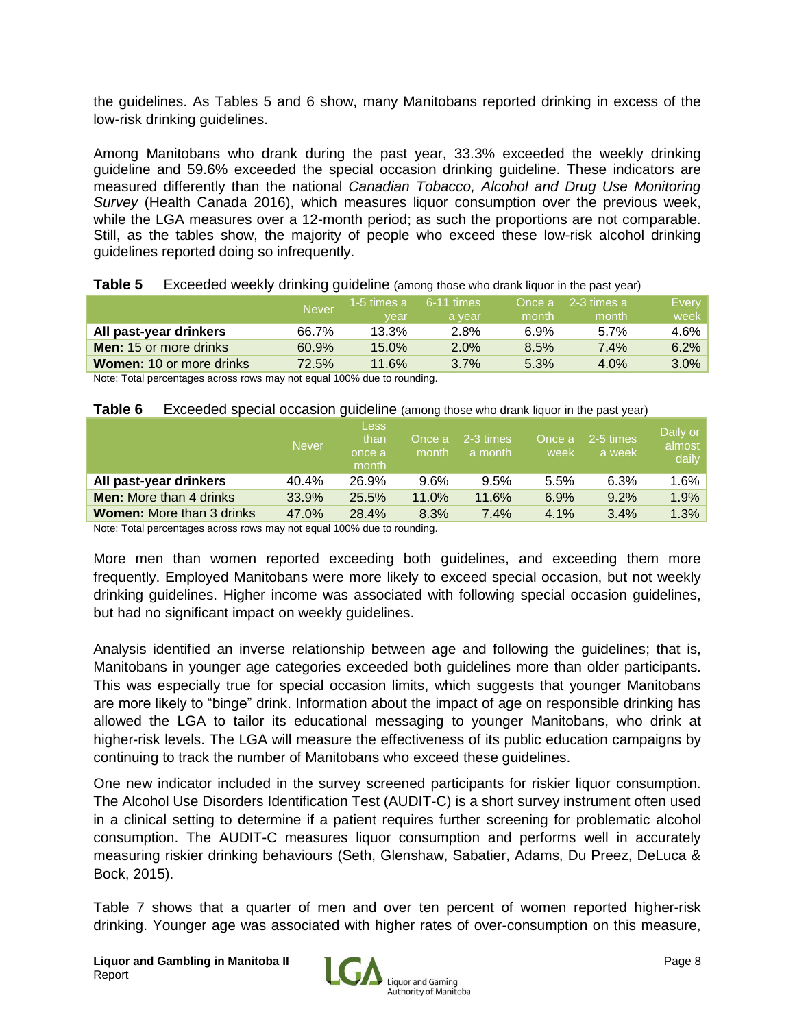the guidelines. As Tables 5 and 6 show, many Manitobans reported drinking in excess of the low-risk drinking guidelines.

Among Manitobans who drank during the past year, 33.3% exceeded the weekly drinking guideline and 59.6% exceeded the special occasion drinking guideline. These indicators are measured differently than the national *Canadian Tobacco, Alcohol and Drug Use Monitoring Survey* (Health Canada 2016), which measures liquor consumption over the previous week, while the LGA measures over a 12-month period; as such the proportions are not comparable. Still, as the tables show, the majority of people who exceed these low-risk alcohol drinking guidelines reported doing so infrequently.

**Table 5** Exceeded weekly drinking guideline (among those who drank liquor in the past year)

| | Never | 1-5 times a year | 6-11 times a year | Once a month | 2-3 times a month | Every week |
|---|---|---|---|---|---|---|
| **All past-year drinkers** | 66.7% | 13.3% | 2.8% | 6.9% | 5.7% | 4.6% |
| **Men:** 15 or more drinks | 60.9% | 15.0% | 2.0% | 8.5% | 7.4% | 6.2% |
| **Women:** 10 or more drinks | 72.5% | 11.6% | 3.7% | 5.3% | 4.0% | 3.0% |

Note: Total percentages across rows may not equal 100% due to rounding.

**Table 6** Exceeded special occasion guideline (among those who drank liquor in the past year)

| | Never | Less than once a month | Once a month | 2-3 times a month | Once a week | 2-5 times a week | Daily or almost daily |
|---|---|---|---|---|---|---|---|
| **All past-year drinkers** | 40.4% | 26.9% | 9.6% | 9.5% | 5.5% | 6.3% | 1.6% |
| **Men:** More than 4 drinks | 33.9% | 25.5% | 11.0% | 11.6% | 6.9% | 9.2% | 1.9% |
| **Women:** More than 3 drinks | 47.0% | 28.4% | 8.3% | 7.4% | 4.1% | 3.4% | 1.3% |

Note: Total percentages across rows may not equal 100% due to rounding.

More men than women reported exceeding both guidelines, and exceeding them more frequently. Employed Manitobans were more likely to exceed special occasion, but not weekly drinking guidelines. Higher income was associated with following special occasion guidelines, but had no significant impact on weekly guidelines.

Analysis identified an inverse relationship between age and following the guidelines; that is, Manitobans in younger age categories exceeded both guidelines more than older participants. This was especially true for special occasion limits, which suggests that younger Manitobans are more likely to "binge" drink. Information about the impact of age on responsible drinking has allowed the LGA to tailor its educational messaging to younger Manitobans, who drink at higher-risk levels. The LGA will measure the effectiveness of its public education campaigns by continuing to track the number of Manitobans who exceed these guidelines.

One new indicator included in the survey screened participants for riskier liquor consumption. The Alcohol Use Disorders Identification Test (AUDIT-C) is a short survey instrument often used in a clinical setting to determine if a patient requires further screening for problematic alcohol consumption. The AUDIT-C measures liquor consumption and performs well in accurately measuring riskier drinking behaviours (Seth, Glenshaw, Sabatier, Adams, Du Preez, DeLuca & Bock, 2015).

Table 7 shows that a quarter of men and over ten percent of women reported higher-risk drinking. Younger age was associated with higher rates of over-consumption on this measure,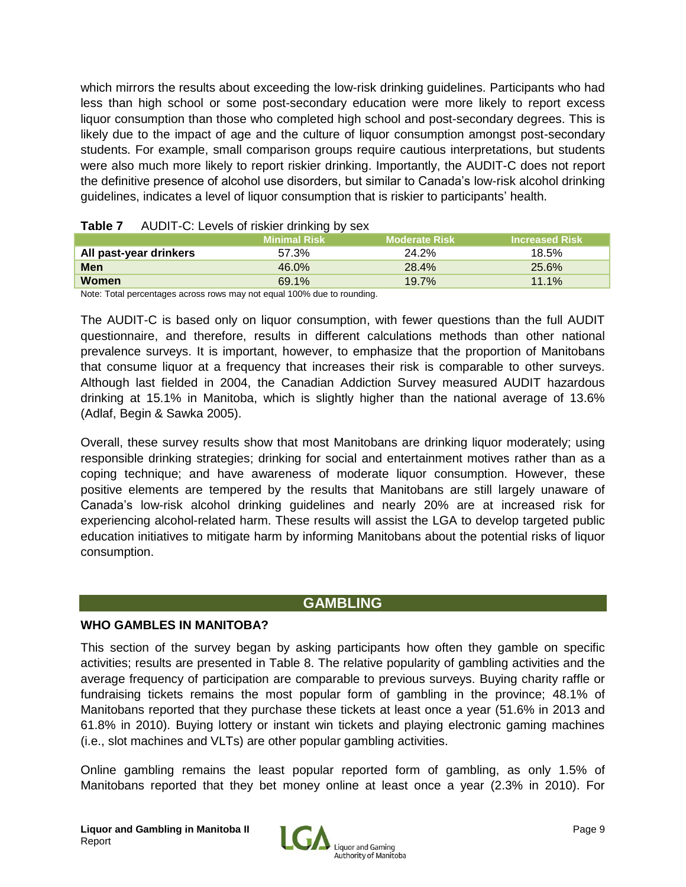which mirrors the results about exceeding the low-risk drinking guidelines. Participants who had less than high school or some post-secondary education were more likely to report excess liquor consumption than those who completed high school and post-secondary degrees. This is likely due to the impact of age and the culture of liquor consumption amongst post-secondary students. For example, small comparison groups require cautious interpretations, but students were also much more likely to report riskier drinking. Importantly, the AUDIT-C does not report the definitive presence of alcohol use disorders, but similar to Canada's low-risk alcohol drinking guidelines, indicates a level of liquor consumption that is riskier to participants' health.

**Table 7** AUDIT-C: Levels of riskier drinking by sex

| | Minimal Risk | Moderate Risk | Increased Risk |
|---|---|---|---|
| **All past-year drinkers** | 57.3% | 24.2% | 18.5% |
| **Men** | 46.0% | 28.4% | 25.6% |
| **Women** | 69.1% | 19.7% | 11.1% |

Note: Total percentages across rows may not equal 100% due to rounding.

The AUDIT-C is based only on liquor consumption, with fewer questions than the full AUDIT questionnaire, and therefore, results in different calculations methods than other national prevalence surveys. It is important, however, to emphasize that the proportion of Manitobans that consume liquor at a frequency that increases their risk is comparable to other surveys. Although last fielded in 2004, the Canadian Addiction Survey measured AUDIT hazardous drinking at 15.1% in Manitoba, which is slightly higher than the national average of 13.6% (Adlaf, Begin & Sawka 2005).

Overall, these survey results show that most Manitobans are drinking liquor moderately; using responsible drinking strategies; drinking for social and entertainment motives rather than as a coping technique; and have awareness of moderate liquor consumption. However, these positive elements are tempered by the results that Manitobans are still largely unaware of Canada's low-risk alcohol drinking guidelines and nearly 20% are at increased risk for experiencing alcohol-related harm. These results will assist the LGA to develop targeted public education initiatives to mitigate harm by informing Manitobans about the potential risks of liquor consumption.

## GAMBLING

### WHO GAMBLES IN MANITOBA?

This section of the survey began by asking participants how often they gamble on specific activities; results are presented in Table 8. The relative popularity of gambling activities and the average frequency of participation are comparable to previous surveys. Buying charity raffle or fundraising tickets remains the most popular form of gambling in the province; 48.1% of Manitobans reported that they purchase these tickets at least once a year (51.6% in 2013 and 61.8% in 2010). Buying lottery or instant win tickets and playing electronic gaming machines (i.e., slot machines and VLTs) are other popular gambling activities.

Online gambling remains the least popular reported form of gambling, as only 1.5% of Manitobans reported that they bet money online at least once a year (2.3% in 2010). For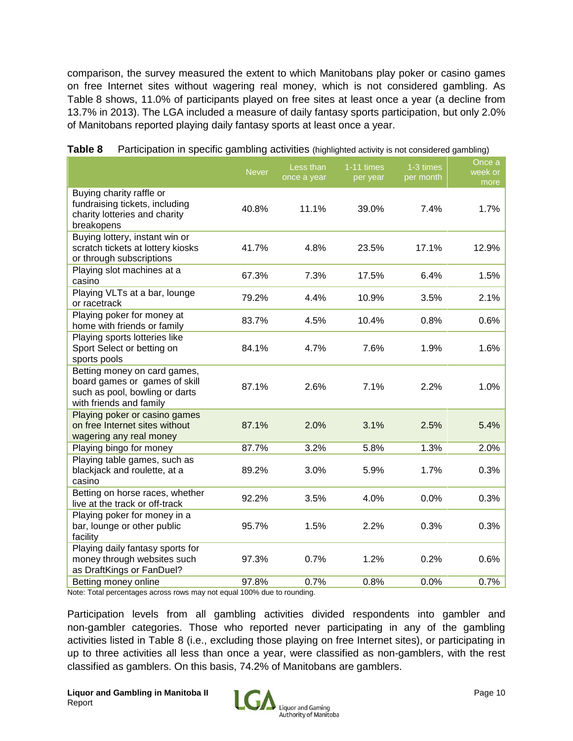comparison, the survey measured the extent to which Manitobans play poker or casino games on free Internet sites without wagering real money, which is not considered gambling. As Table 8 shows, 11.0% of participants played on free sites at least once a year (a decline from 13.7% in 2013). The LGA included a measure of daily fantasy sports participation, but only 2.0% of Manitobans reported playing daily fantasy sports at least once a year.

**Table 8** Participation in specific gambling activities (highlighted activity is not considered gambling)

| | Never | Less than once a year | 1-11 times per year | 1-3 times per month | Once a week or more |
|---|---|---|---|---|---|
| Buying charity raffle or fundraising tickets, including charity lotteries and charity breakopens | 40.8% | 11.1% | 39.0% | 7.4% | 1.7% |
| Buying lottery, instant win or scratch tickets at lottery kiosks or through subscriptions | 41.7% | 4.8% | 23.5% | 17.1% | 12.9% |
| Playing slot machines at a casino | 67.3% | 7.3% | 17.5% | 6.4% | 1.5% |
| Playing VLTs at a bar, lounge or racetrack | 79.2% | 4.4% | 10.9% | 3.5% | 2.1% |
| Playing poker for money at home with friends or family | 83.7% | 4.5% | 10.4% | 0.8% | 0.6% |
| Playing sports lotteries like Sport Select or betting on sports pools | 84.1% | 4.7% | 7.6% | 1.9% | 1.6% |
| Betting money on card games, board games or games of skill such as pool, bowling or darts with friends and family | 87.1% | 2.6% | 7.1% | 2.2% | 1.0% |
| Playing poker or casino games on free Internet sites without wagering any real money | 87.1% | 2.0% | 3.1% | 2.5% | 5.4% |
| Playing bingo for money | 87.7% | 3.2% | 5.8% | 1.3% | 2.0% |
| Playing table games, such as blackjack and roulette, at a casino | 89.2% | 3.0% | 5.9% | 1.7% | 0.3% |
| Betting on horse races, whether live at the track or off-track | 92.2% | 3.5% | 4.0% | 0.0% | 0.3% |
| Playing poker for money in a bar, lounge or other public facility | 95.7% | 1.5% | 2.2% | 0.3% | 0.3% |
| Playing daily fantasy sports for money through websites such as DraftKings or FanDuel? | 97.3% | 0.7% | 1.2% | 0.2% | 0.6% |
| Betting money online | 97.8% | 0.7% | 0.8% | 0.0% | 0.7% |

Note: Total percentages across rows may not equal 100% due to rounding.

Participation levels from all gambling activities divided respondents into gambler and non-gambler categories. Those who reported never participating in any of the gambling activities listed in Table 8 (i.e., excluding those playing on free Internet sites), or participating in up to three activities all less than once a year, were classified as non-gamblers, with the rest classified as gamblers. On this basis, 74.2% of Manitobans are gamblers.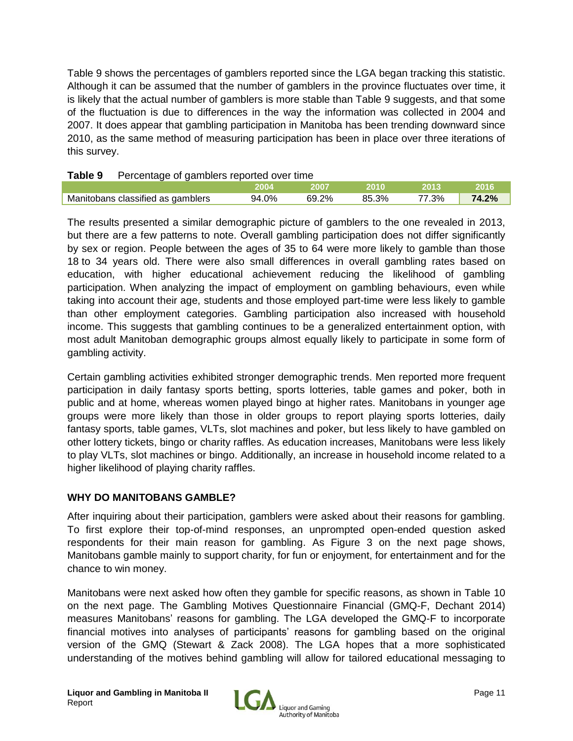Table 9 shows the percentages of gamblers reported since the LGA began tracking this statistic. Although it can be assumed that the number of gamblers in the province fluctuates over time, it is likely that the actual number of gamblers is more stable than Table 9 suggests, and that some of the fluctuation is due to differences in the way the information was collected in 2004 and 2007. It does appear that gambling participation in Manitoba has been trending downward since 2010, as the same method of measuring participation has been in place over three iterations of this survey.

**Table 9** Percentage of gamblers reported over time

| | 2004 | 2007 | 2010 | 2013 | 2016 |
|---|---|---|---|---|---|
| Manitobans classified as gamblers | 94.0% | 69.2% | 85.3% | 77.3% | **74.2%** |

The results presented a similar demographic picture of gamblers to the one revealed in 2013, but there are a few patterns to note. Overall gambling participation does not differ significantly by sex or region. People between the ages of 35 to 64 were more likely to gamble than those 18 to 34 years old. There were also small differences in overall gambling rates based on education, with higher educational achievement reducing the likelihood of gambling participation. When analyzing the impact of employment on gambling behaviours, even while taking into account their age, students and those employed part-time were less likely to gamble than other employment categories. Gambling participation also increased with household income. This suggests that gambling continues to be a generalized entertainment option, with most adult Manitoban demographic groups almost equally likely to participate in some form of gambling activity.

Certain gambling activities exhibited stronger demographic trends. Men reported more frequent participation in daily fantasy sports betting, sports lotteries, table games and poker, both in public and at home, whereas women played bingo at higher rates. Manitobans in younger age groups were more likely than those in older groups to report playing sports lotteries, daily fantasy sports, table games, VLTs, slot machines and poker, but less likely to have gambled on other lottery tickets, bingo or charity raffles. As education increases, Manitobans were less likely to play VLTs, slot machines or bingo. Additionally, an increase in household income related to a higher likelihood of playing charity raffles.

## WHY DO MANITOBANS GAMBLE?

After inquiring about their participation, gamblers were asked about their reasons for gambling. To first explore their top-of-mind responses, an unprompted open-ended question asked respondents for their main reason for gambling. As Figure 3 on the next page shows, Manitobans gamble mainly to support charity, for fun or enjoyment, for entertainment and for the chance to win money.

Manitobans were next asked how often they gamble for specific reasons, as shown in Table 10 on the next page. The Gambling Motives Questionnaire Financial (GMQ-F, Dechant 2014) measures Manitobans' reasons for gambling. The LGA developed the GMQ-F to incorporate financial motives into analyses of participants' reasons for gambling based on the original version of the GMQ (Stewart & Zack 2008). The LGA hopes that a more sophisticated understanding of the motives behind gambling will allow for tailored educational messaging to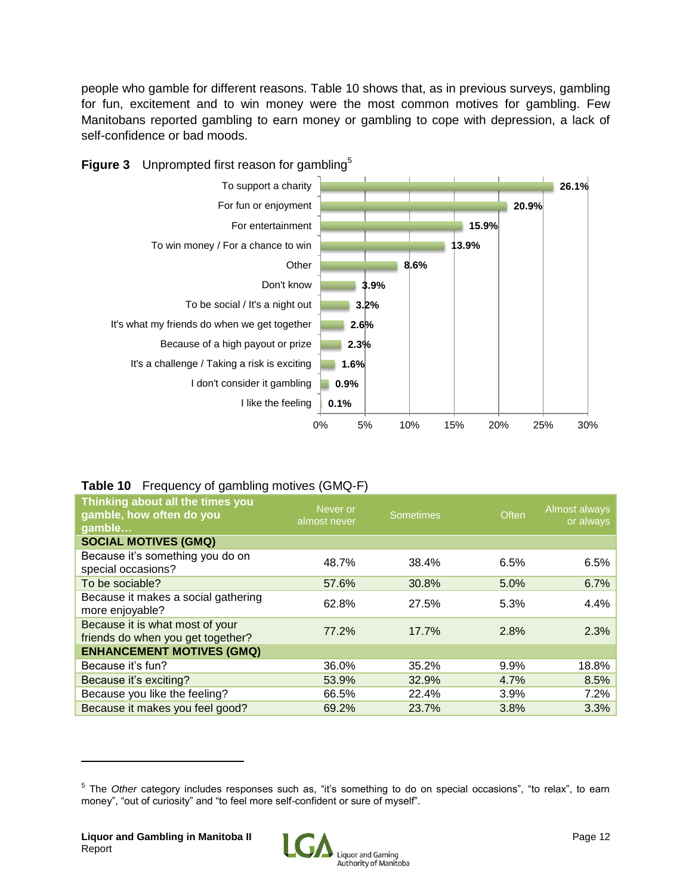people who gamble for different reasons. Table 10 shows that, as in previous surveys, gambling for fun, excitement and to win money were the most common motives for gambling. Few Manitobans reported gambling to earn money or gambling to cope with depression, a lack of self-confidence or bad moods.

**Figure 3** Unprompted first reason for gambling[5]

| Reason | % |
|---|---|
| To support a charity | 26.1% |
| For fun or enjoyment | 20.9% |
| For entertainment | 15.9% |
| To win money / For a chance to win | 13.9% |
| Other | 8.6% |
| Don't know | 3.9% |
| To be social / It's a night out | 3.2% |
| It's what my friends do when we get together | 2.6% |
| Because of a high payout or prize | 2.3% |
| It's a challenge / Taking a risk is exciting | 1.6% |
| I don't consider it gambling | 0.9% |
| I like the feeling | 0.1% |

**Table 10** Frequency of gambling motives (GMQ-F)

| Thinking about all the times you gamble, how often do you gamble… | Never or almost never | Sometimes | Often | Almost always or always |
|---|---|---|---|---|
| **SOCIAL MOTIVES (GMQ)** | | | | |
| Because it's something you do on special occasions? | 48.7% | 38.4% | 6.5% | 6.5% |
| To be sociable? | 57.6% | 30.8% | 5.0% | 6.7% |
| Because it makes a social gathering more enjoyable? | 62.8% | 27.5% | 5.3% | 4.4% |
| Because it is what most of your friends do when you get together? | 77.2% | 17.7% | 2.8% | 2.3% |
| **ENHANCEMENT MOTIVES (GMQ)** | | | | |
| Because it's fun? | 36.0% | 35.2% | 9.9% | 18.8% |
| Because it's exciting? | 53.9% | 32.9% | 4.7% | 8.5% |
| Because you like the feeling? | 66.5% | 22.4% | 3.9% | 7.2% |
| Because it makes you feel good? | 69.2% | 23.7% | 3.8% | 3.3% |

[5] The *Other* category includes responses such as, "it's something to do on special occasions", "to relax", to earn money", "out of curiosity" and "to feel more self-confident or sure of myself".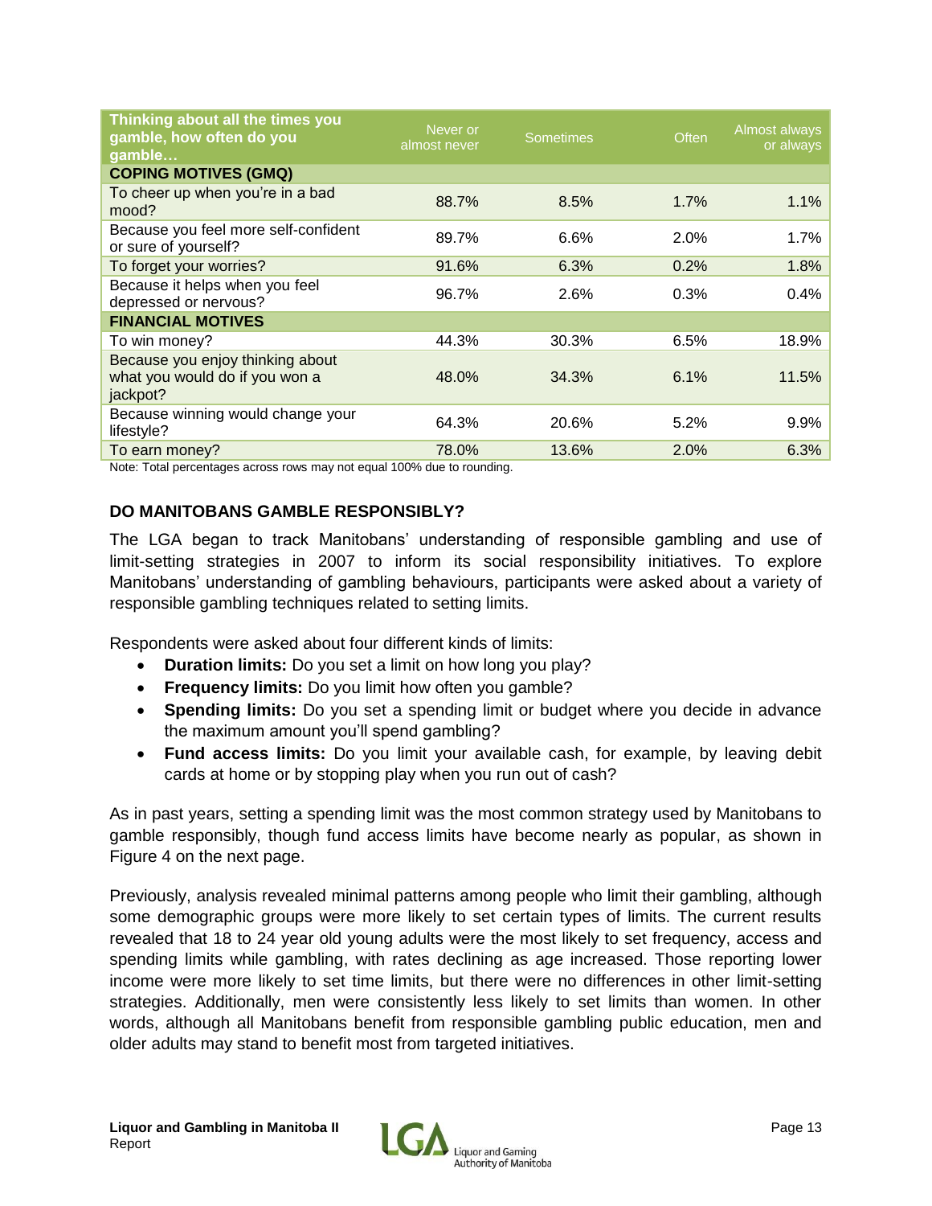| Thinking about all the times you gamble, how often do you gamble… | Never or almost never | Sometimes | Often | Almost always or always |
|---|---|---|---|---|
| **COPING MOTIVES (GMQ)** | | | | |
| To cheer up when you're in a bad mood? | 88.7% | 8.5% | 1.7% | 1.1% |
| Because you feel more self-confident or sure of yourself? | 89.7% | 6.6% | 2.0% | 1.7% |
| To forget your worries? | 91.6% | 6.3% | 0.2% | 1.8% |
| Because it helps when you feel depressed or nervous? | 96.7% | 2.6% | 0.3% | 0.4% |
| **FINANCIAL MOTIVES** | | | | |
| To win money? | 44.3% | 30.3% | 6.5% | 18.9% |
| Because you enjoy thinking about what you would do if you won a jackpot? | 48.0% | 34.3% | 6.1% | 11.5% |
| Because winning would change your lifestyle? | 64.3% | 20.6% | 5.2% | 9.9% |
| To earn money? | 78.0% | 13.6% | 2.0% | 6.3% |

Note: Total percentages across rows may not equal 100% due to rounding.

## DO MANITOBANS GAMBLE RESPONSIBLY?

The LGA began to track Manitobans' understanding of responsible gambling and use of limit-setting strategies in 2007 to inform its social responsibility initiatives. To explore Manitobans' understanding of gambling behaviours, participants were asked about a variety of responsible gambling techniques related to setting limits.

Respondents were asked about four different kinds of limits:

- **Duration limits:** Do you set a limit on how long you play?
- **Frequency limits:** Do you limit how often you gamble?
- **Spending limits:** Do you set a spending limit or budget where you decide in advance the maximum amount you'll spend gambling?
- **Fund access limits:** Do you limit your available cash, for example, by leaving debit cards at home or by stopping play when you run out of cash?

As in past years, setting a spending limit was the most common strategy used by Manitobans to gamble responsibly, though fund access limits have become nearly as popular, as shown in Figure 4 on the next page.

Previously, analysis revealed minimal patterns among people who limit their gambling, although some demographic groups were more likely to set certain types of limits. The current results revealed that 18 to 24 year old young adults were the most likely to set frequency, access and spending limits while gambling, with rates declining as age increased. Those reporting lower income were more likely to set time limits, but there were no differences in other limit-setting strategies. Additionally, men were consistently less likely to set limits than women. In other words, although all Manitobans benefit from responsible gambling public education, men and older adults may stand to benefit most from targeted initiatives.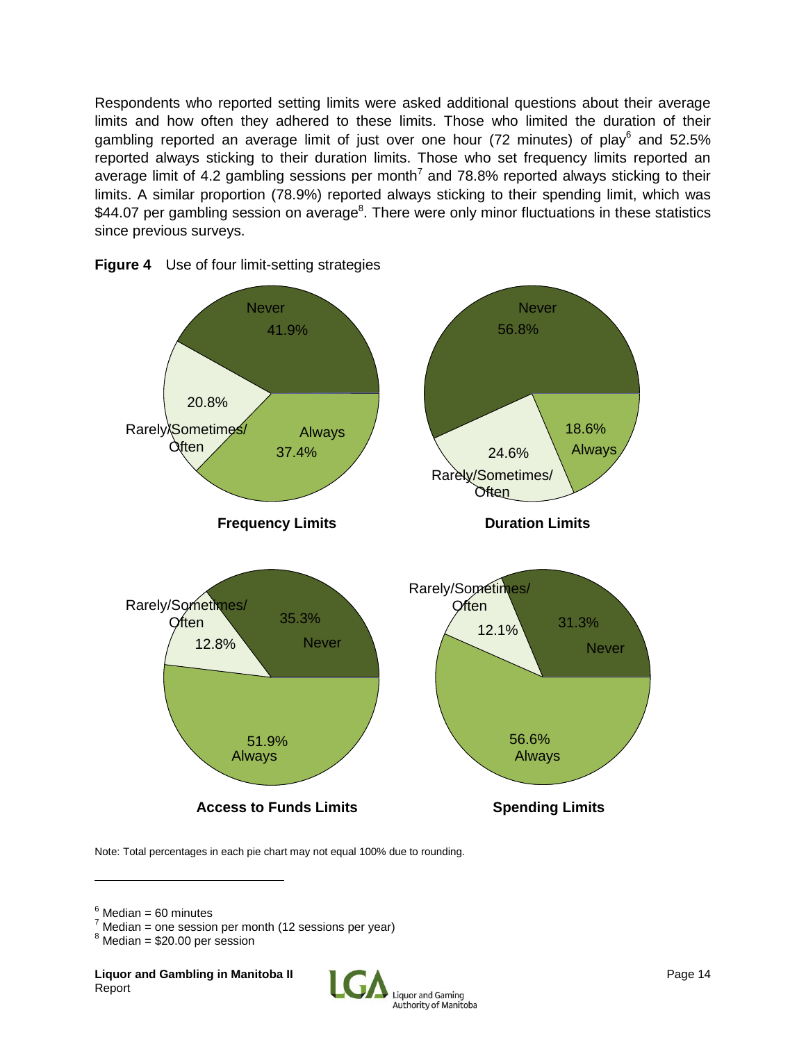Respondents who reported setting limits were asked additional questions about their average limits and how often they adhered to these limits. Those who limited the duration of their gambling reported an average limit of just over one hour (72 minutes) of play[6] and 52.5% reported always sticking to their duration limits. Those who set frequency limits reported an average limit of 4.2 gambling sessions per month[7] and 78.8% reported always sticking to their limits. A similar proportion (78.9%) reported always sticking to their spending limit, which was $44.07 per gambling session on average[8]. There were only minor fluctuations in these statistics since previous surveys.

**Figure 4** Use of four limit-setting strategies

| | Never | Rarely/Sometimes/Often | Always |
|---|---|---|---|
| **Frequency Limits** | 41.9% | 20.8% | 37.4% |
| **Duration Limits** | 56.8% | 24.6% | 18.6% |
| **Access to Funds Limits** | 35.3% | 12.8% | 51.9% |
| **Spending Limits** | 31.3% | 12.1% | 56.6% |

Note: Total percentages in each pie chart may not equal 100% due to rounding.

---

[6] Median = 60 minutes

[7] Median = one session per month (12 sessions per year)

[8] Median = $20.00 per session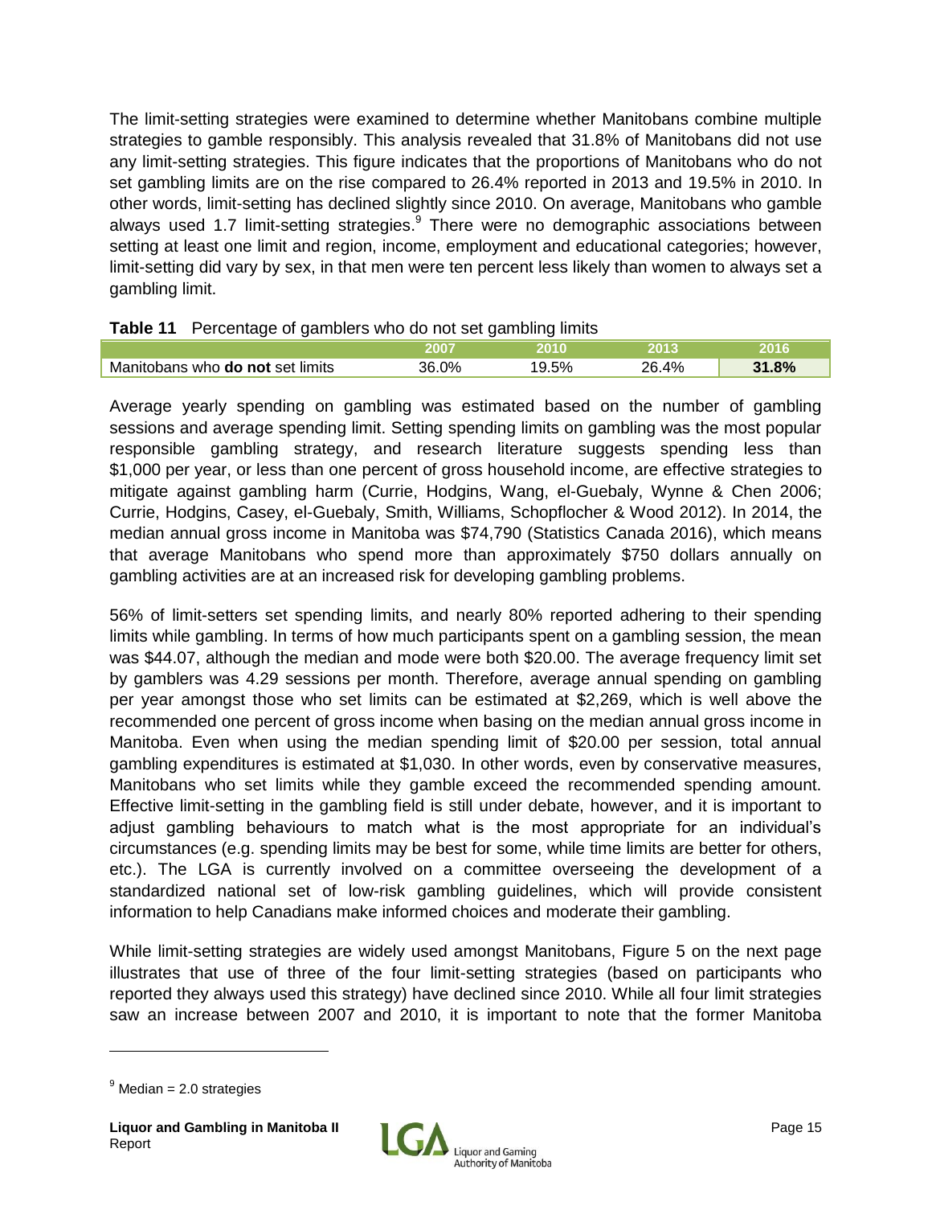The limit-setting strategies were examined to determine whether Manitobans combine multiple strategies to gamble responsibly. This analysis revealed that 31.8% of Manitobans did not use any limit-setting strategies. This figure indicates that the proportions of Manitobans who do not set gambling limits are on the rise compared to 26.4% reported in 2013 and 19.5% in 2010. In other words, limit-setting has declined slightly since 2010. On average, Manitobans who gamble always used 1.7 limit-setting strategies.[9] There were no demographic associations between setting at least one limit and region, income, employment and educational categories; however, limit-setting did vary by sex, in that men were ten percent less likely than women to always set a gambling limit.

**Table 11** Percentage of gamblers who do not set gambling limits

| | 2007 | 2010 | 2013 | 2016 |
|---|---|---|---|---|
| Manitobans who **do not** set limits | 36.0% | 19.5% | 26.4% | **31.8%** |

Average yearly spending on gambling was estimated based on the number of gambling sessions and average spending limit. Setting spending limits on gambling was the most popular responsible gambling strategy, and research literature suggests spending less than $1,000 per year, or less than one percent of gross household income, are effective strategies to mitigate against gambling harm (Currie, Hodgins, Wang, el-Guebaly, Wynne & Chen 2006; Currie, Hodgins, Casey, el-Guebaly, Smith, Williams, Schopflocher & Wood 2012). In 2014, the median annual gross income in Manitoba was $74,790 (Statistics Canada 2016), which means that average Manitobans who spend more than approximately $750 dollars annually on gambling activities are at an increased risk for developing gambling problems.

56% of limit-setters set spending limits, and nearly 80% reported adhering to their spending limits while gambling. In terms of how much participants spent on a gambling session, the mean was $44.07, although the median and mode were both $20.00. The average frequency limit set by gamblers was 4.29 sessions per month. Therefore, average annual spending on gambling per year amongst those who set limits can be estimated at $2,269, which is well above the recommended one percent of gross income when basing on the median annual gross income in Manitoba. Even when using the median spending limit of $20.00 per session, total annual gambling expenditures is estimated at $1,030. In other words, even by conservative measures, Manitobans who set limits while they gamble exceed the recommended spending amount. Effective limit-setting in the gambling field is still under debate, however, and it is important to adjust gambling behaviours to match what is the most appropriate for an individual's circumstances (e.g. spending limits may be best for some, while time limits are better for others, etc.). The LGA is currently involved on a committee overseeing the development of a standardized national set of low-risk gambling guidelines, which will provide consistent information to help Canadians make informed choices and moderate their gambling.

While limit-setting strategies are widely used amongst Manitobans, Figure 5 on the next page illustrates that use of three of the four limit-setting strategies (based on participants who reported they always used this strategy) have declined since 2010. While all four limit strategies saw an increase between 2007 and 2010, it is important to note that the former Manitoba

[9] Median = 2.0 strategies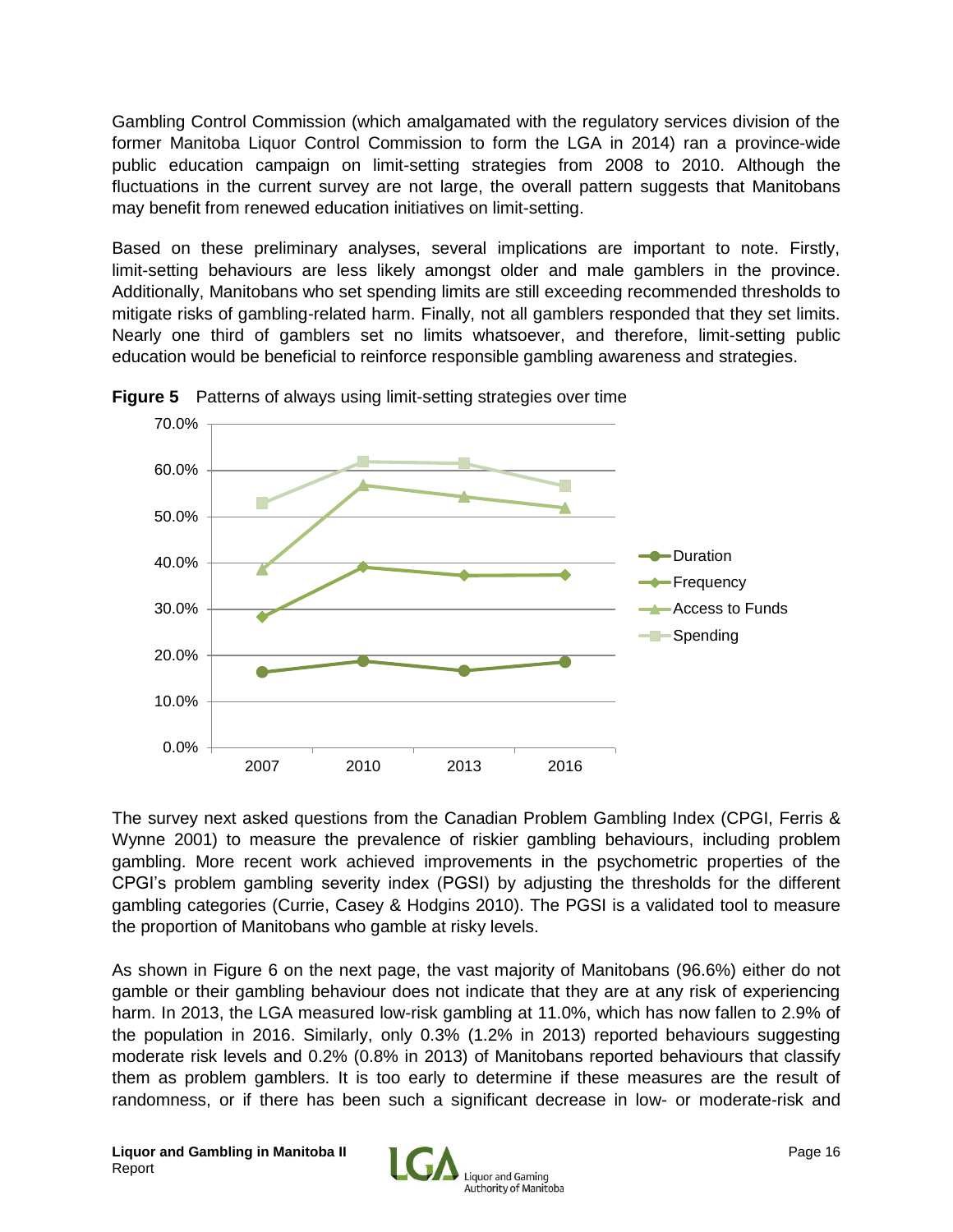Gambling Control Commission (which amalgamated with the regulatory services division of the former Manitoba Liquor Control Commission to form the LGA in 2014) ran a province-wide public education campaign on limit-setting strategies from 2008 to 2010. Although the fluctuations in the current survey are not large, the overall pattern suggests that Manitobans may benefit from renewed education initiatives on limit-setting.

Based on these preliminary analyses, several implications are important to note. Firstly, limit-setting behaviours are less likely amongst older and male gamblers in the province. Additionally, Manitobans who set spending limits are still exceeding recommended thresholds to mitigate risks of gambling-related harm. Finally, not all gamblers responded that they set limits. Nearly one third of gamblers set no limits whatsoever, and therefore, limit-setting public education would be beneficial to reinforce responsible gambling awareness and strategies.

**Figure 5** Patterns of always using limit-setting strategies over time

The survey next asked questions from the Canadian Problem Gambling Index (CPGI, Ferris & Wynne 2001) to measure the prevalence of riskier gambling behaviours, including problem gambling. More recent work achieved improvements in the psychometric properties of the CPGI's problem gambling severity index (PGSI) by adjusting the thresholds for the different gambling categories (Currie, Casey & Hodgins 2010). The PGSI is a validated tool to measure the proportion of Manitobans who gamble at risky levels.

As shown in Figure 6 on the next page, the vast majority of Manitobans (96.6%) either do not gamble or their gambling behaviour does not indicate that they are at any risk of experiencing harm. In 2013, the LGA measured low-risk gambling at 11.0%, which has now fallen to 2.9% of the population in 2016. Similarly, only 0.3% (1.2% in 2013) reported behaviours suggesting moderate risk levels and 0.2% (0.8% in 2013) of Manitobans reported behaviours that classify them as problem gamblers. It is too early to determine if these measures are the result of randomness, or if there has been such a significant decrease in low- or moderate-risk and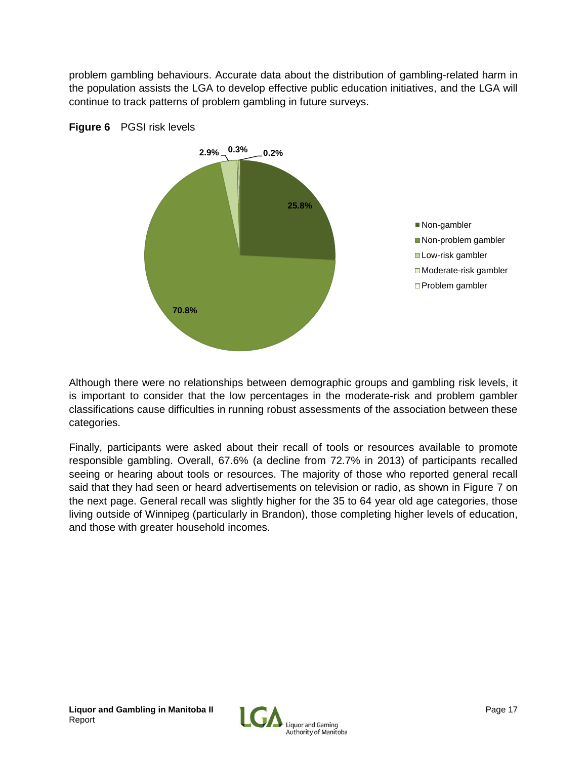problem gambling behaviours. Accurate data about the distribution of gambling-related harm in the population assists the LGA to develop effective public education initiatives, and the LGA will continue to track patterns of problem gambling in future surveys.

**Figure 6** PGSI risk levels

Although there were no relationships between demographic groups and gambling risk levels, it is important to consider that the low percentages in the moderate-risk and problem gambler classifications cause difficulties in running robust assessments of the association between these categories.

Finally, participants were asked about their recall of tools or resources available to promote responsible gambling. Overall, 67.6% (a decline from 72.7% in 2013) of participants recalled seeing or hearing about tools or resources. The majority of those who reported general recall said that they had seen or heard advertisements on television or radio, as shown in Figure 7 on the next page. General recall was slightly higher for the 35 to 64 year old age categories, those living outside of Winnipeg (particularly in Brandon), those completing higher levels of education, and those with greater household incomes.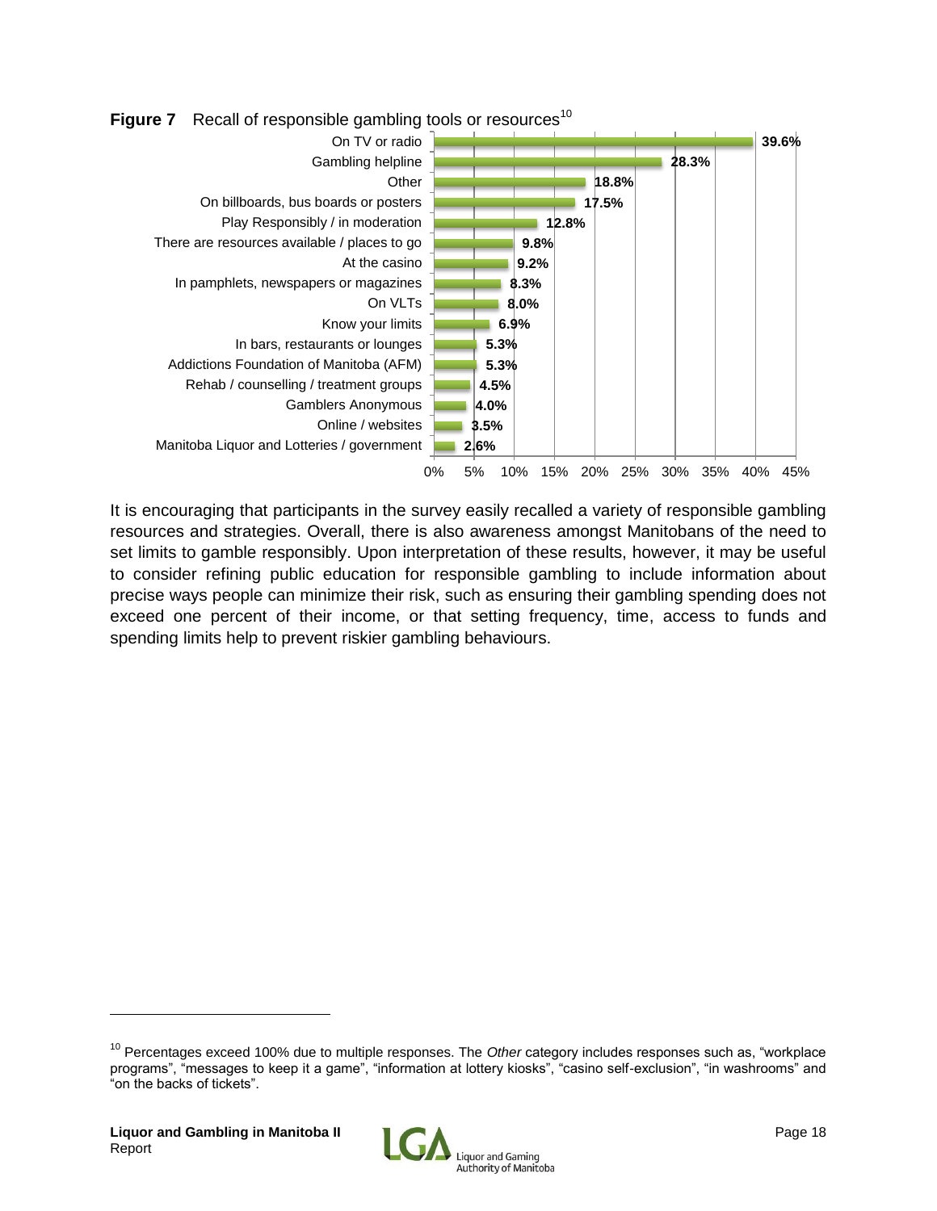**Figure 7** Recall of responsible gambling tools or resources[10]

| Response | Percentage |
|---|---|
| On TV or radio | 39.6% |
| Gambling helpline | 28.3% |
| Other | 18.8% |
| On billboards, bus boards or posters | 17.5% |
| Play Responsibly / in moderation | 12.8% |
| There are resources available / places to go | 9.8% |
| At the casino | 9.2% |
| In pamphlets, newspapers or magazines | 8.3% |
| On VLTs | 8.0% |
| Know your limits | 6.9% |
| In bars, restaurants or lounges | 5.3% |
| Addictions Foundation of Manitoba (AFM) | 5.3% |
| Rehab / counselling / treatment groups | 4.5% |
| Gamblers Anonymous | 4.0% |
| Online / websites | 3.5% |
| Manitoba Liquor and Lotteries / government | 2.6% |

It is encouraging that participants in the survey easily recalled a variety of responsible gambling resources and strategies. Overall, there is also awareness amongst Manitobans of the need to set limits to gamble responsibly. Upon interpretation of these results, however, it may be useful to consider refining public education for responsible gambling to include information about precise ways people can minimize their risk, such as ensuring their gambling spending does not exceed one percent of their income, or that setting frequency, time, access to funds and spending limits help to prevent riskier gambling behaviours.

[10] Percentages exceed 100% due to multiple responses. The *Other* category includes responses such as, "workplace programs", "messages to keep it a game", "information at lottery kiosks", "casino self-exclusion", "in washrooms" and "on the backs of tickets".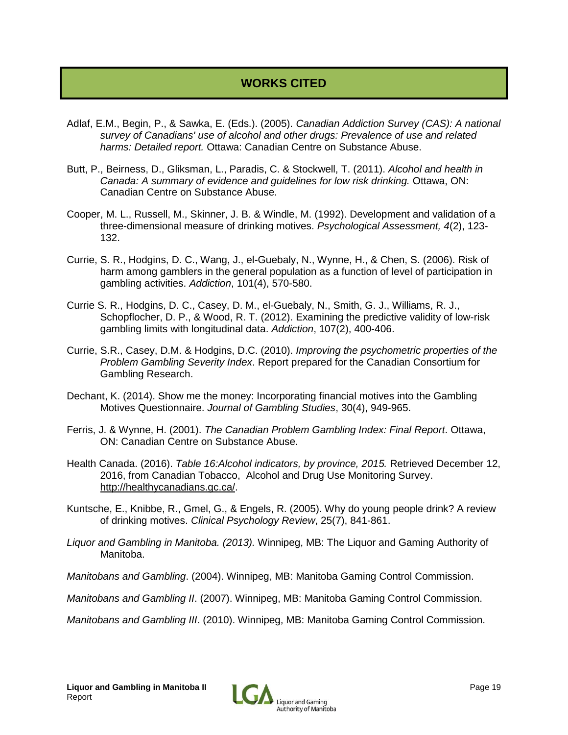## WORKS CITED

Adlaf, E.M., Begin, P., & Sawka, E. (Eds.). (2005). *Canadian Addiction Survey (CAS): A national survey of Canadians' use of alcohol and other drugs: Prevalence of use and related harms: Detailed report.* Ottawa: Canadian Centre on Substance Abuse.

Butt, P., Beirness, D., Gliksman, L., Paradis, C. & Stockwell, T. (2011). *Alcohol and health in Canada: A summary of evidence and guidelines for low risk drinking.* Ottawa, ON: Canadian Centre on Substance Abuse.

Cooper, M. L., Russell, M., Skinner, J. B. & Windle, M. (1992). Development and validation of a three-dimensional measure of drinking motives. *Psychological Assessment, 4*(2), 123-132.

Currie, S. R., Hodgins, D. C., Wang, J., el-Guebaly, N., Wynne, H., & Chen, S. (2006). Risk of harm among gamblers in the general population as a function of level of participation in gambling activities. *Addiction*, 101(4), 570-580.

Currie S. R., Hodgins, D. C., Casey, D. M., el-Guebaly, N., Smith, G. J., Williams, R. J., Schopflocher, D. P., & Wood, R. T. (2012). Examining the predictive validity of low-risk gambling limits with longitudinal data. *Addiction*, 107(2), 400-406.

Currie, S.R., Casey, D.M. & Hodgins, D.C. (2010). *Improving the psychometric properties of the Problem Gambling Severity Index*. Report prepared for the Canadian Consortium for Gambling Research.

Dechant, K. (2014). Show me the money: Incorporating financial motives into the Gambling Motives Questionnaire. *Journal of Gambling Studies*, 30(4), 949-965.

Ferris, J. & Wynne, H. (2001). *The Canadian Problem Gambling Index: Final Report*. Ottawa, ON: Canadian Centre on Substance Abuse.

Health Canada. (2016). *Table 16:Alcohol indicators, by province, 2015.* Retrieved December 12, 2016, from Canadian Tobacco, Alcohol and Drug Use Monitoring Survey. http://healthycanadians.gc.ca/.

Kuntsche, E., Knibbe, R., Gmel, G., & Engels, R. (2005). Why do young people drink? A review of drinking motives. *Clinical Psychology Review*, 25(7), 841-861.

*Liquor and Gambling in Manitoba. (2013).* Winnipeg, MB: The Liquor and Gaming Authority of Manitoba.

*Manitobans and Gambling*. (2004). Winnipeg, MB: Manitoba Gaming Control Commission.

*Manitobans and Gambling II*. (2007). Winnipeg, MB: Manitoba Gaming Control Commission.

*Manitobans and Gambling III*. (2010). Winnipeg, MB: Manitoba Gaming Control Commission.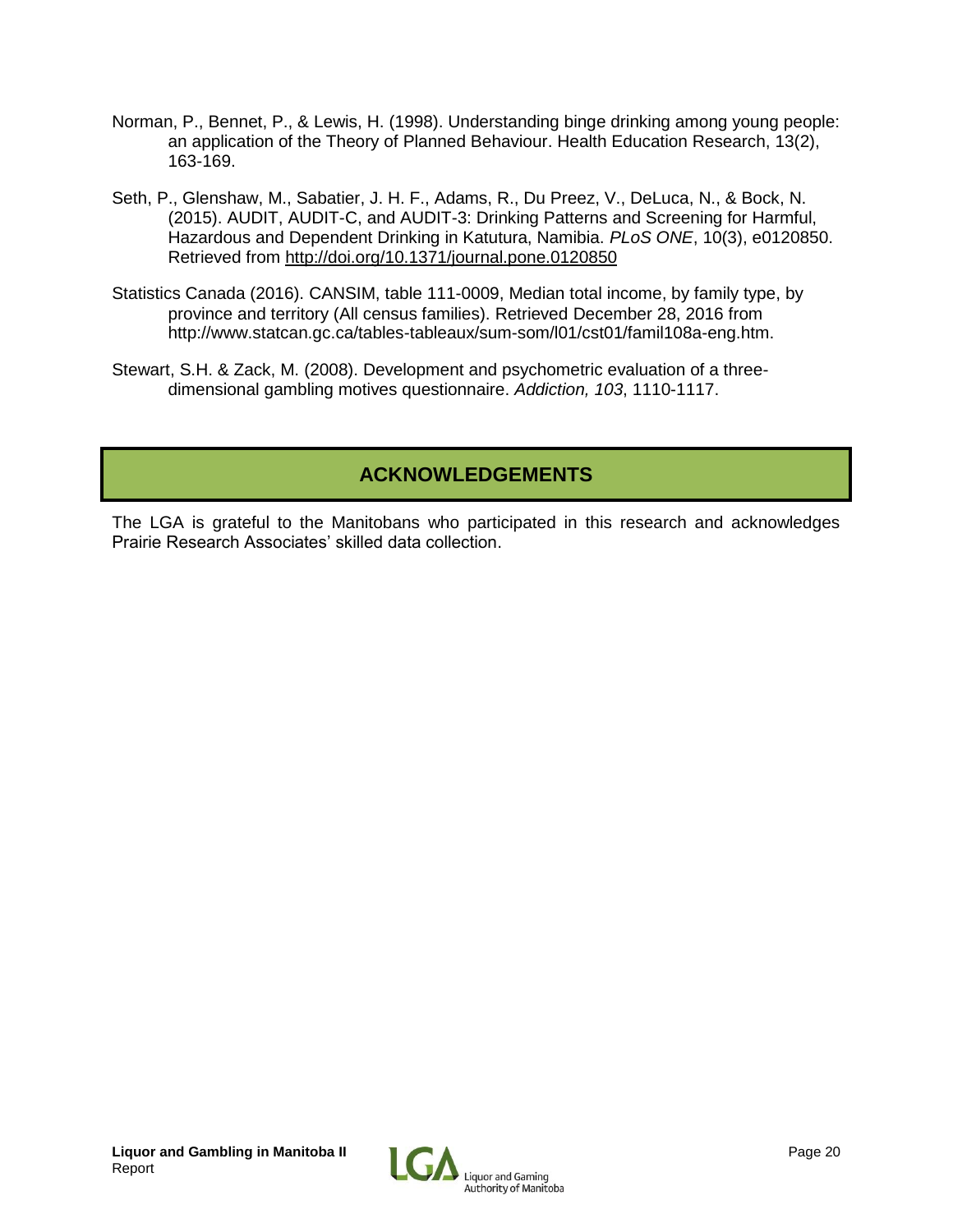Norman, P., Bennet, P., & Lewis, H. (1998). Understanding binge drinking among young people: an application of the Theory of Planned Behaviour. Health Education Research, 13(2), 163-169.

Seth, P., Glenshaw, M., Sabatier, J. H. F., Adams, R., Du Preez, V., DeLuca, N., & Bock, N. (2015). AUDIT, AUDIT-C, and AUDIT-3: Drinking Patterns and Screening for Harmful, Hazardous and Dependent Drinking in Katutura, Namibia. *PLoS ONE*, 10(3), e0120850. Retrieved from http://doi.org/10.1371/journal.pone.0120850

Statistics Canada (2016). CANSIM, table 111-0009, Median total income, by family type, by province and territory (All census families). Retrieved December 28, 2016 from http://www.statcan.gc.ca/tables-tableaux/sum-som/l01/cst01/famil108a-eng.htm.

Stewart, S.H. & Zack, M. (2008). Development and psychometric evaluation of a three-dimensional gambling motives questionnaire. *Addiction, 103*, 1110-1117.

## ACKNOWLEDGEMENTS

The LGA is grateful to the Manitobans who participated in this research and acknowledges Prairie Research Associates' skilled data collection.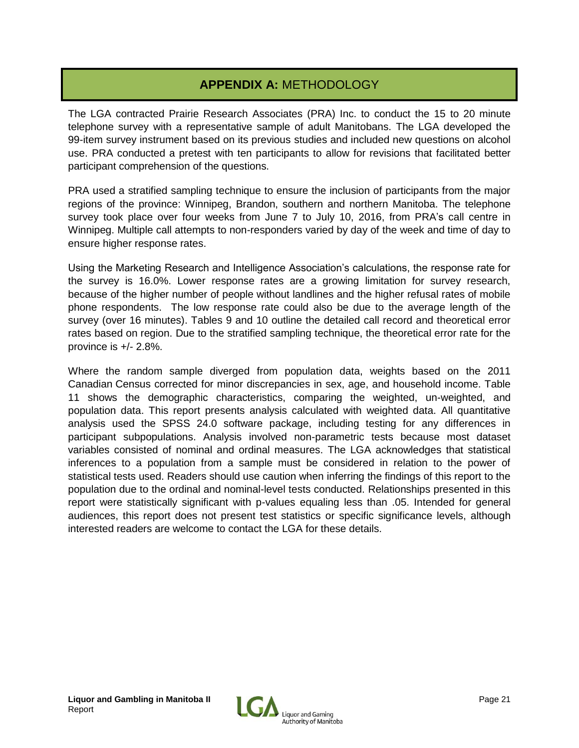# APPENDIX A: METHODOLOGY

The LGA contracted Prairie Research Associates (PRA) Inc. to conduct the 15 to 20 minute telephone survey with a representative sample of adult Manitobans. The LGA developed the 99-item survey instrument based on its previous studies and included new questions on alcohol use. PRA conducted a pretest with ten participants to allow for revisions that facilitated better participant comprehension of the questions.

PRA used a stratified sampling technique to ensure the inclusion of participants from the major regions of the province: Winnipeg, Brandon, southern and northern Manitoba. The telephone survey took place over four weeks from June 7 to July 10, 2016, from PRA's call centre in Winnipeg. Multiple call attempts to non-responders varied by day of the week and time of day to ensure higher response rates.

Using the Marketing Research and Intelligence Association's calculations, the response rate for the survey is 16.0%. Lower response rates are a growing limitation for survey research, because of the higher number of people without landlines and the higher refusal rates of mobile phone respondents. The low response rate could also be due to the average length of the survey (over 16 minutes). Tables 9 and 10 outline the detailed call record and theoretical error rates based on region. Due to the stratified sampling technique, the theoretical error rate for the province is +/- 2.8%.

Where the random sample diverged from population data, weights based on the 2011 Canadian Census corrected for minor discrepancies in sex, age, and household income. Table 11 shows the demographic characteristics, comparing the weighted, un-weighted, and population data. This report presents analysis calculated with weighted data. All quantitative analysis used the SPSS 24.0 software package, including testing for any differences in participant subpopulations. Analysis involved non-parametric tests because most dataset variables consisted of nominal and ordinal measures. The LGA acknowledges that statistical inferences to a population from a sample must be considered in relation to the power of statistical tests used. Readers should use caution when inferring the findings of this report to the population due to the ordinal and nominal-level tests conducted. Relationships presented in this report were statistically significant with p-values equaling less than .05. Intended for general audiences, this report does not present test statistics or specific significance levels, although interested readers are welcome to contact the LGA for these details.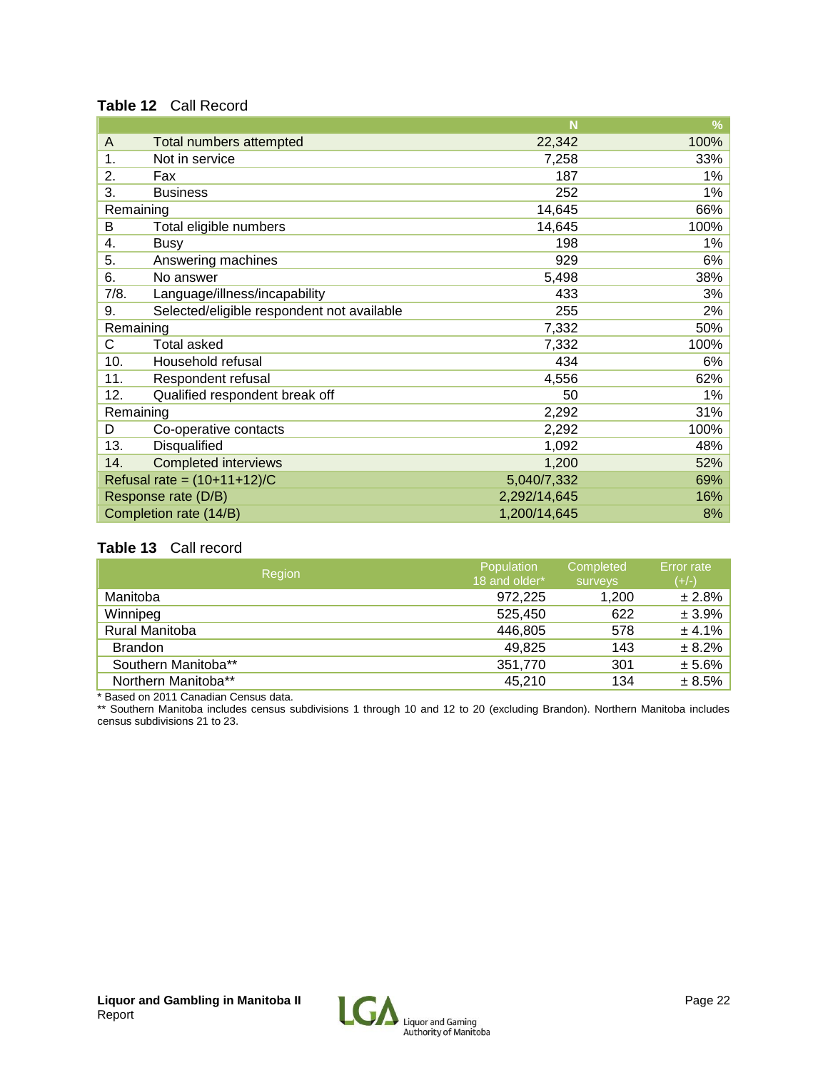**Table 12** Call Record

| | | N | % |
|---|---|---|---|
| A | Total numbers attempted | 22,342 | 100% |
| 1. | Not in service | 7,258 | 33% |
| 2. | Fax | 187 | 1% |
| 3. | Business | 252 | 1% |
| Remaining | | 14,645 | 66% |
| B | Total eligible numbers | 14,645 | 100% |
| 4. | Busy | 198 | 1% |
| 5. | Answering machines | 929 | 6% |
| 6. | No answer | 5,498 | 38% |
| 7/8. | Language/illness/incapability | 433 | 3% |
| 9. | Selected/eligible respondent not available | 255 | 2% |
| Remaining | | 7,332 | 50% |
| C | Total asked | 7,332 | 100% |
| 10. | Household refusal | 434 | 6% |
| 11. | Respondent refusal | 4,556 | 62% |
| 12. | Qualified respondent break off | 50 | 1% |
| Remaining | | 2,292 | 31% |
| D | Co-operative contacts | 2,292 | 100% |
| 13. | Disqualified | 1,092 | 48% |
| 14. | Completed interviews | 1,200 | 52% |
| Refusal rate = (10+11+12)/C | | 5,040/7,332 | 69% |
| Response rate (D/B) | | 2,292/14,645 | 16% |
| Completion rate (14/B) | | 1,200/14,645 | 8% |

**Table 13** Call record

| Region | Population 18 and older* | Completed surveys | Error rate (+/-) |
|---|---|---|---|
| Manitoba | 972,225 | 1,200 | ± 2.8% |
| Winnipeg | 525,450 | 622 | ± 3.9% |
| Rural Manitoba | 446,805 | 578 | ± 4.1% |
| Brandon | 49,825 | 143 | ± 8.2% |
| Southern Manitoba** | 351,770 | 301 | ± 5.6% |
| Northern Manitoba** | 45,210 | 134 | ± 8.5% |

* Based on 2011 Canadian Census data.

** Southern Manitoba includes census subdivisions 1 through 10 and 12 to 20 (excluding Brandon). Northern Manitoba includes census subdivisions 21 to 23.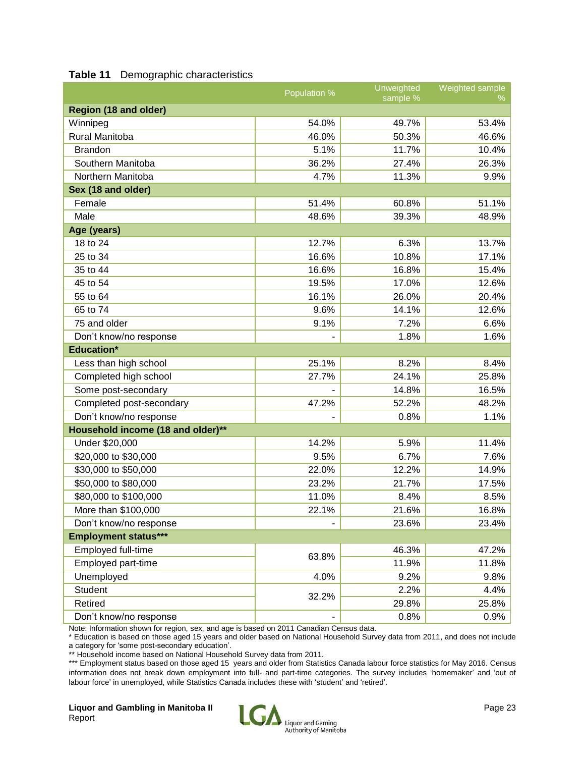**Table 11** Demographic characteristics

| | Population % | Unweighted sample % | Weighted sample % |
|---|---|---|---|
| **Region (18 and older)** | | | |
| Winnipeg | 54.0% | 49.7% | 53.4% |
| Rural Manitoba | 46.0% | 50.3% | 46.6% |
| Brandon | 5.1% | 11.7% | 10.4% |
| Southern Manitoba | 36.2% | 27.4% | 26.3% |
| Northern Manitoba | 4.7% | 11.3% | 9.9% |
| **Sex (18 and older)** | | | |
| Female | 51.4% | 60.8% | 51.1% |
| Male | 48.6% | 39.3% | 48.9% |
| **Age (years)** | | | |
| 18 to 24 | 12.7% | 6.3% | 13.7% |
| 25 to 34 | 16.6% | 10.8% | 17.1% |
| 35 to 44 | 16.6% | 16.8% | 15.4% |
| 45 to 54 | 19.5% | 17.0% | 12.6% |
| 55 to 64 | 16.1% | 26.0% | 20.4% |
| 65 to 74 | 9.6% | 14.1% | 12.6% |
| 75 and older | 9.1% | 7.2% | 6.6% |
| Don't know/no response | - | 1.8% | 1.6% |
| **Education*** | | | |
| Less than high school | 25.1% | 8.2% | 8.4% |
| Completed high school | 27.7% | 24.1% | 25.8% |
| Some post-secondary | - | 14.8% | 16.5% |
| Completed post-secondary | 47.2% | 52.2% | 48.2% |
| Don't know/no response | - | 0.8% | 1.1% |
| **Household income (18 and older)**** | | | |
| Under $20,000 | 14.2% | 5.9% | 11.4% |
| $20,000 to $30,000 | 9.5% | 6.7% | 7.6% |
| $30,000 to $50,000 | 22.0% | 12.2% | 14.9% |
| $50,000 to $80,000 | 23.2% | 21.7% | 17.5% |
| $80,000 to $100,000 | 11.0% | 8.4% | 8.5% |
| More than $100,000 | 22.1% | 21.6% | 16.8% |
| Don't know/no response | - | 23.6% | 23.4% |
| **Employment status***** | | | |
| Employed full-time | 63.8% | 46.3% | 47.2% |
| Employed part-time | | 11.9% | 11.8% |
| Unemployed | 4.0% | 9.2% | 9.8% |
| Student | 32.2% | 2.2% | 4.4% |
| Retired | | 29.8% | 25.8% |
| Don't know/no response | - | 0.8% | 0.9% |

Note: Information shown for region, sex, and age is based on 2011 Canadian Census data.
* Education is based on those aged 15 years and older based on National Household Survey data from 2011, and does not include a category for 'some post-secondary education'.
** Household income based on National Household Survey data from 2011.
*** Employment status based on those aged 15 years and older from Statistics Canada labour force statistics for May 2016. Census information does not break down employment into full- and part-time categories. The survey includes 'homemaker' and 'out of labour force' in unemployed, while Statistics Canada includes these with 'student' and 'retired'.